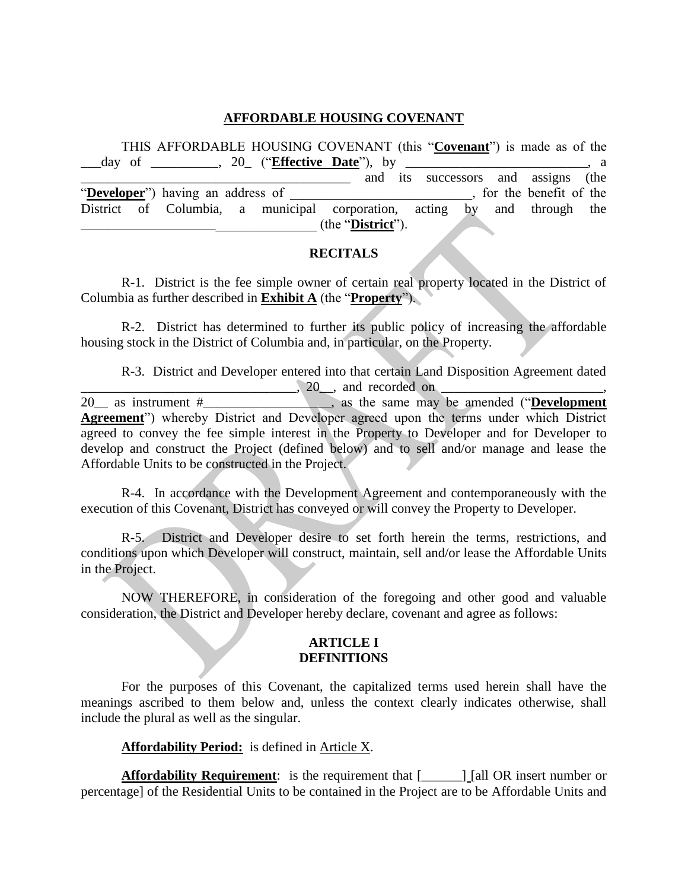# AFFORDABLE HOUSING COVENANT

THIS AFFORDABLE HOUSING COVENANT (this "**Covenant**") is made as of the ___day of __________, 20_ ("**Effective Date**"), by ___________________________, a ________________________________________ and its successors and assigns (the "**Developer**") having an address of ___________________________, for the benefit of the District of Columbia, a municipal corporation, acting by and through the ___________________________________ (the "**District**").

## RECITALS

R-1. District is the fee simple owner of certain real property located in the District of Columbia as further described in **Exhibit A** (the "**Property**").

R-2. District has determined to further its public policy of increasing the affordable housing stock in the District of Columbia and, in particular, on the Property.

R-3. District and Developer entered into that certain Land Disposition Agreement dated _________________________________, 20__, and recorded on _________________________, 20__ as instrument #___________________, as the same may be amended ("**Development Agreement**") whereby District and Developer agreed upon the terms under which District agreed to convey the fee simple interest in the Property to Developer and for Developer to develop and construct the Project (defined below) and to sell and/or manage and lease the Affordable Units to be constructed in the Project.

R-4. In accordance with the Development Agreement and contemporaneously with the execution of this Covenant, District has conveyed or will convey the Property to Developer.

R-5. District and Developer desire to set forth herein the terms, restrictions, and conditions upon which Developer will construct, maintain, sell and/or lease the Affordable Units in the Project.

NOW THEREFORE, in consideration of the foregoing and other good and valuable consideration, the District and Developer hereby declare, covenant and agree as follows:

## ARTICLE I
## DEFINITIONS

For the purposes of this Covenant, the capitalized terms used herein shall have the meanings ascribed to them below and, unless the context clearly indicates otherwise, shall include the plural as well as the singular.

**Affordability Period:** is defined in Article X.

**Affordability Requirement**: is the requirement that [______] [all OR insert number or percentage] of the Residential Units to be contained in the Project are to be Affordable Units and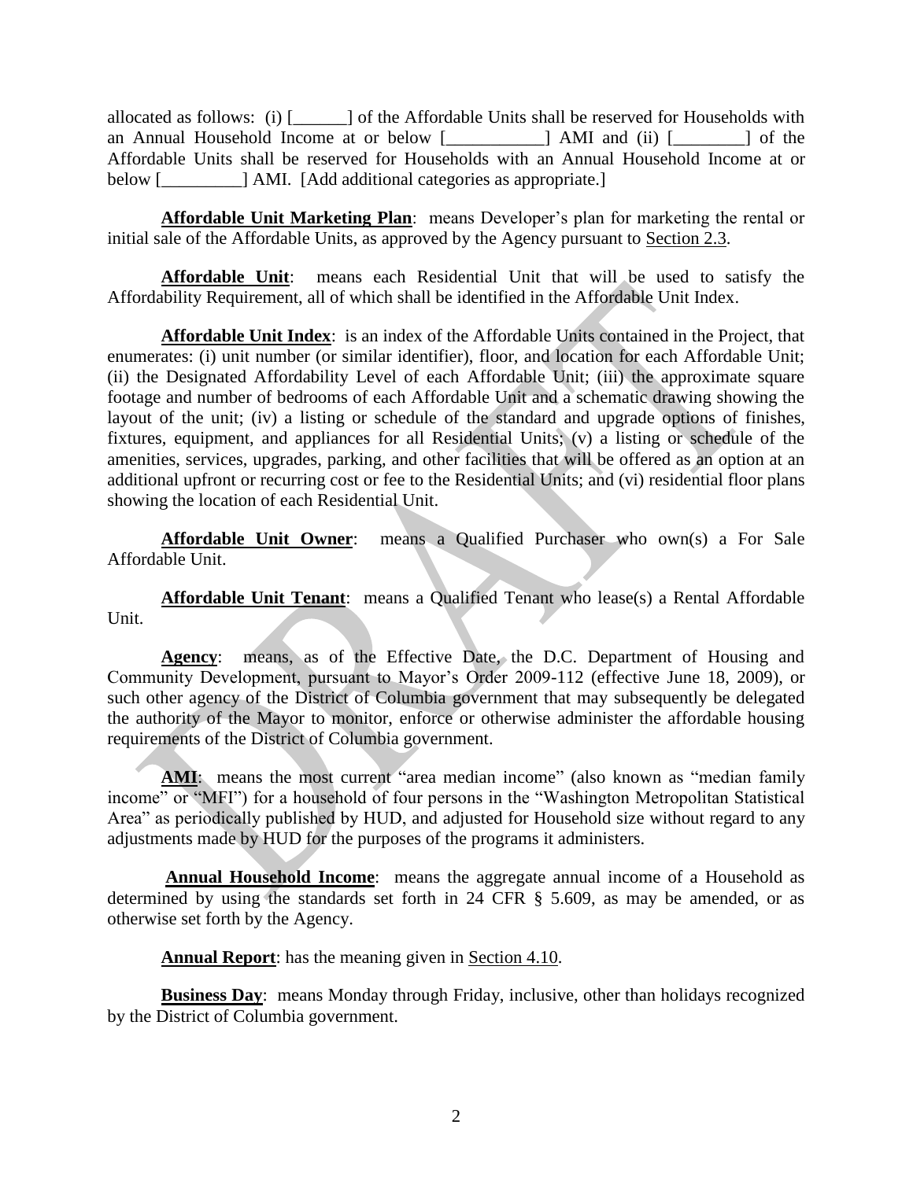allocated as follows: (i) [______] of the Affordable Units shall be reserved for Households with an Annual Household Income at or below [___________] AMI and (ii) [________] of the Affordable Units shall be reserved for Households with an Annual Household Income at or below [_________] AMI. [Add additional categories as appropriate.]

**Affordable Unit Marketing Plan**: means Developer's plan for marketing the rental or initial sale of the Affordable Units, as approved by the Agency pursuant to Section 2.3.

**Affordable Unit**: means each Residential Unit that will be used to satisfy the Affordability Requirement, all of which shall be identified in the Affordable Unit Index.

**Affordable Unit Index**: is an index of the Affordable Units contained in the Project, that enumerates: (i) unit number (or similar identifier), floor, and location for each Affordable Unit; (ii) the Designated Affordability Level of each Affordable Unit; (iii) the approximate square footage and number of bedrooms of each Affordable Unit and a schematic drawing showing the layout of the unit; (iv) a listing or schedule of the standard and upgrade options of finishes, fixtures, equipment, and appliances for all Residential Units; (v) a listing or schedule of the amenities, services, upgrades, parking, and other facilities that will be offered as an option at an additional upfront or recurring cost or fee to the Residential Units; and (vi) residential floor plans showing the location of each Residential Unit.

**Affordable Unit Owner**: means a Qualified Purchaser who own(s) a For Sale Affordable Unit.

**Affordable Unit Tenant**: means a Qualified Tenant who lease(s) a Rental Affordable Unit.

**Agency**: means, as of the Effective Date, the D.C. Department of Housing and Community Development, pursuant to Mayor's Order 2009-112 (effective June 18, 2009), or such other agency of the District of Columbia government that may subsequently be delegated the authority of the Mayor to monitor, enforce or otherwise administer the affordable housing requirements of the District of Columbia government.

**AMI**: means the most current "area median income" (also known as "median family income" or "MFI") for a household of four persons in the "Washington Metropolitan Statistical Area" as periodically published by HUD, and adjusted for Household size without regard to any adjustments made by HUD for the purposes of the programs it administers.

**Annual Household Income**: means the aggregate annual income of a Household as determined by using the standards set forth in 24 CFR § 5.609, as may be amended, or as otherwise set forth by the Agency.

**Annual Report**: has the meaning given in Section 4.10.

**Business Day**: means Monday through Friday, inclusive, other than holidays recognized by the District of Columbia government.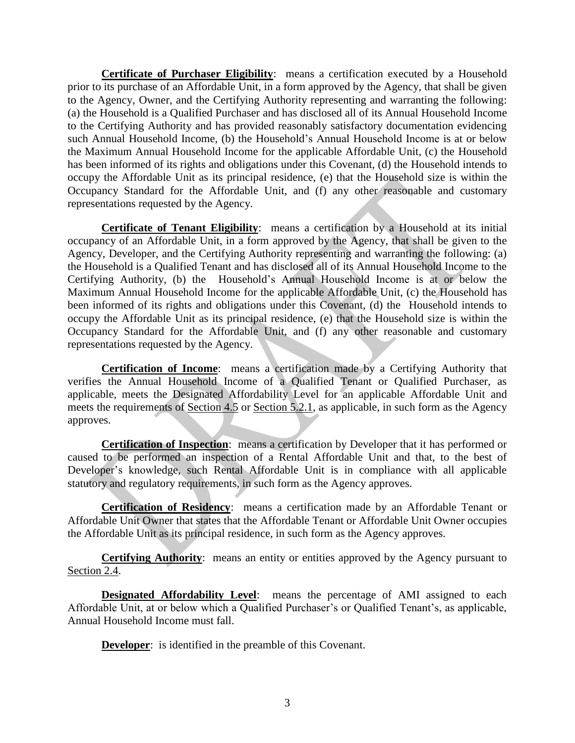**Certificate of Purchaser Eligibility**: means a certification executed by a Household prior to its purchase of an Affordable Unit, in a form approved by the Agency, that shall be given to the Agency, Owner, and the Certifying Authority representing and warranting the following: (a) the Household is a Qualified Purchaser and has disclosed all of its Annual Household Income to the Certifying Authority and has provided reasonably satisfactory documentation evidencing such Annual Household Income, (b) the Household's Annual Household Income is at or below the Maximum Annual Household Income for the applicable Affordable Unit, (c) the Household has been informed of its rights and obligations under this Covenant, (d) the Household intends to occupy the Affordable Unit as its principal residence, (e) that the Household size is within the Occupancy Standard for the Affordable Unit, and (f) any other reasonable and customary representations requested by the Agency.

**Certificate of Tenant Eligibility**: means a certification by a Household at its initial occupancy of an Affordable Unit, in a form approved by the Agency, that shall be given to the Agency, Developer, and the Certifying Authority representing and warranting the following: (a) the Household is a Qualified Tenant and has disclosed all of its Annual Household Income to the Certifying Authority, (b) the Household's Annual Household Income is at or below the Maximum Annual Household Income for the applicable Affordable Unit, (c) the Household has been informed of its rights and obligations under this Covenant, (d) the Household intends to occupy the Affordable Unit as its principal residence, (e) that the Household size is within the Occupancy Standard for the Affordable Unit, and (f) any other reasonable and customary representations requested by the Agency.

**Certification of Income**: means a certification made by a Certifying Authority that verifies the Annual Household Income of a Qualified Tenant or Qualified Purchaser, as applicable, meets the Designated Affordability Level for an applicable Affordable Unit and meets the requirements of Section 4.5 or Section 5.2.1, as applicable, in such form as the Agency approves.

**Certification of Inspection**: means a certification by Developer that it has performed or caused to be performed an inspection of a Rental Affordable Unit and that, to the best of Developer's knowledge, such Rental Affordable Unit is in compliance with all applicable statutory and regulatory requirements, in such form as the Agency approves.

**Certification of Residency**: means a certification made by an Affordable Tenant or Affordable Unit Owner that states that the Affordable Tenant or Affordable Unit Owner occupies the Affordable Unit as its principal residence, in such form as the Agency approves.

**Certifying Authority**: means an entity or entities approved by the Agency pursuant to Section 2.4.

**Designated Affordability Level**: means the percentage of AMI assigned to each Affordable Unit, at or below which a Qualified Purchaser's or Qualified Tenant's, as applicable, Annual Household Income must fall.

**Developer**: is identified in the preamble of this Covenant.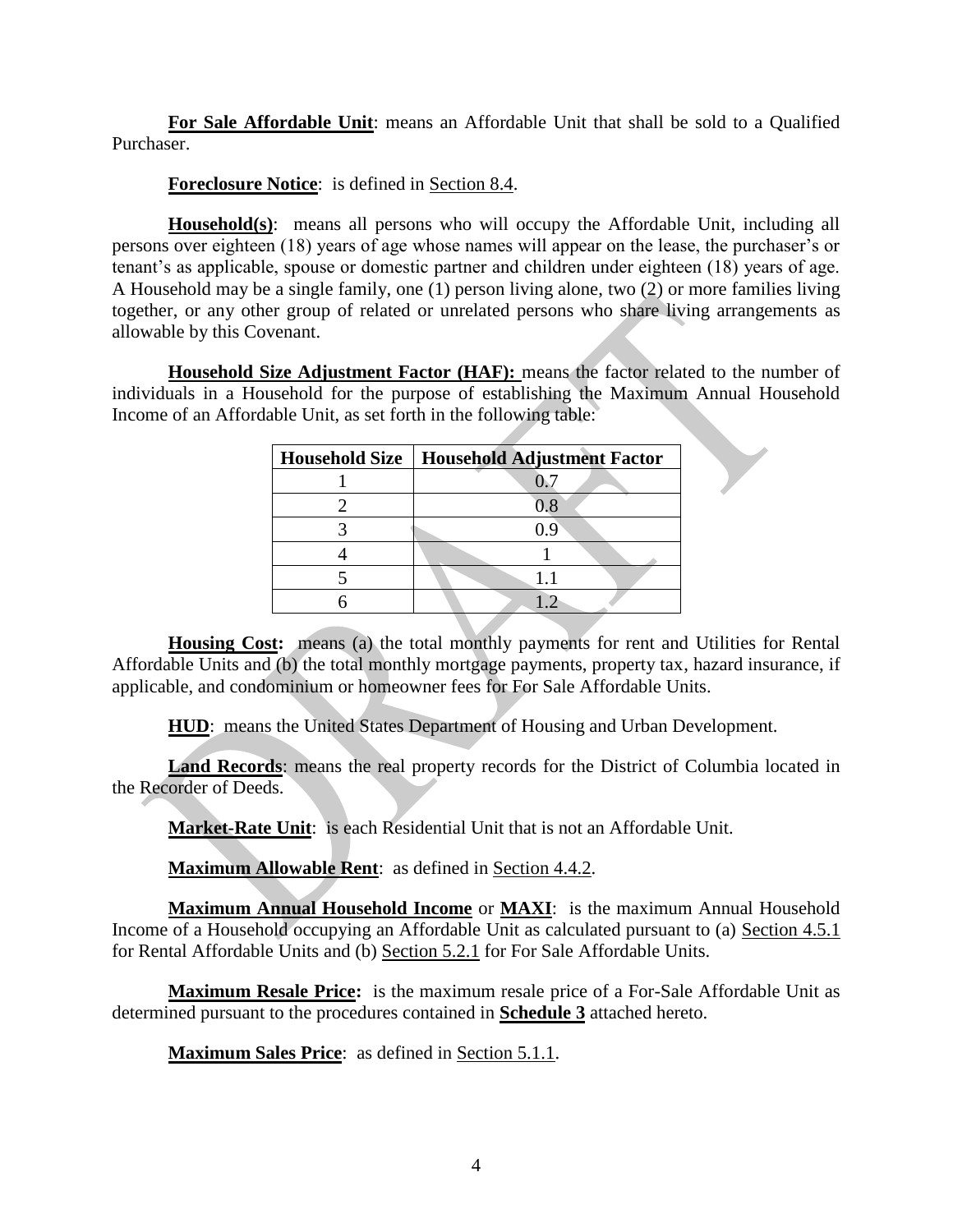**For Sale Affordable Unit**: means an Affordable Unit that shall be sold to a Qualified Purchaser.

**Foreclosure Notice**: is defined in Section 8.4.

**Household(s)**: means all persons who will occupy the Affordable Unit, including all persons over eighteen (18) years of age whose names will appear on the lease, the purchaser's or tenant's as applicable, spouse or domestic partner and children under eighteen (18) years of age. A Household may be a single family, one (1) person living alone, two (2) or more families living together, or any other group of related or unrelated persons who share living arrangements as allowable by this Covenant.

**Household Size Adjustment Factor (HAF):** means the factor related to the number of individuals in a Household for the purpose of establishing the Maximum Annual Household Income of an Affordable Unit, as set forth in the following table:

| Household Size | Household Adjustment Factor |
|---|---|
| 1 | 0.7 |
| 2 | 0.8 |
| 3 | 0.9 |
| 4 | 1 |
| 5 | 1.1 |
| 6 | 1.2 |

**Housing Cost:** means (a) the total monthly payments for rent and Utilities for Rental Affordable Units and (b) the total monthly mortgage payments, property tax, hazard insurance, if applicable, and condominium or homeowner fees for For Sale Affordable Units.

**HUD**: means the United States Department of Housing and Urban Development.

**Land Records**: means the real property records for the District of Columbia located in the Recorder of Deeds.

**Market-Rate Unit**: is each Residential Unit that is not an Affordable Unit.

**Maximum Allowable Rent**: as defined in Section 4.4.2.

**Maximum Annual Household Income** or **MAXI**: is the maximum Annual Household Income of a Household occupying an Affordable Unit as calculated pursuant to (a) Section 4.5.1 for Rental Affordable Units and (b) Section 5.2.1 for For Sale Affordable Units.

**Maximum Resale Price:** is the maximum resale price of a For-Sale Affordable Unit as determined pursuant to the procedures contained in **Schedule 3** attached hereto.

**Maximum Sales Price**: as defined in Section 5.1.1.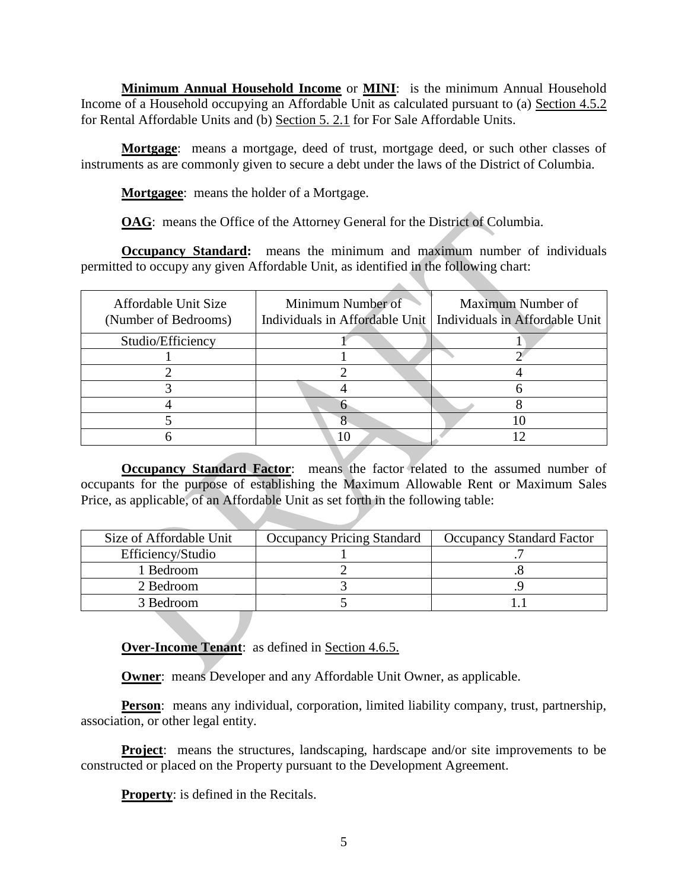**Minimum Annual Household Income** or **MINI**: is the minimum Annual Household Income of a Household occupying an Affordable Unit as calculated pursuant to (a) Section 4.5.2 for Rental Affordable Units and (b) Section 5. 2.1 for For Sale Affordable Units.

**Mortgage**: means a mortgage, deed of trust, mortgage deed, or such other classes of instruments as are commonly given to secure a debt under the laws of the District of Columbia.

**Mortgagee**: means the holder of a Mortgage.

**OAG**: means the Office of the Attorney General for the District of Columbia.

**Occupancy Standard:** means the minimum and maximum number of individuals permitted to occupy any given Affordable Unit, as identified in the following chart:

| Affordable Unit Size (Number of Bedrooms) | Minimum Number of Individuals in Affordable Unit | Maximum Number of Individuals in Affordable Unit |
|---|---|---|
| Studio/Efficiency | 1 | 1 |
| 1 | 1 | 2 |
| 2 | 2 | 4 |
| 3 | 4 | 6 |
| 4 | 6 | 8 |
| 5 | 8 | 10 |
| 6 | 10 | 12 |

**Occupancy Standard Factor**: means the factor related to the assumed number of occupants for the purpose of establishing the Maximum Allowable Rent or Maximum Sales Price, as applicable, of an Affordable Unit as set forth in the following table:

| Size of Affordable Unit | Occupancy Pricing Standard | Occupancy Standard Factor |
|---|---|---|
| Efficiency/Studio | 1 | .7 |
| 1 Bedroom | 2 | .8 |
| 2 Bedroom | 3 | .9 |
| 3 Bedroom | 5 | 1.1 |

**Over-Income Tenant**: as defined in Section 4.6.5.

**Owner**: means Developer and any Affordable Unit Owner, as applicable.

**Person**: means any individual, corporation, limited liability company, trust, partnership, association, or other legal entity.

**Project**: means the structures, landscaping, hardscape and/or site improvements to be constructed or placed on the Property pursuant to the Development Agreement.

**Property**: is defined in the Recitals.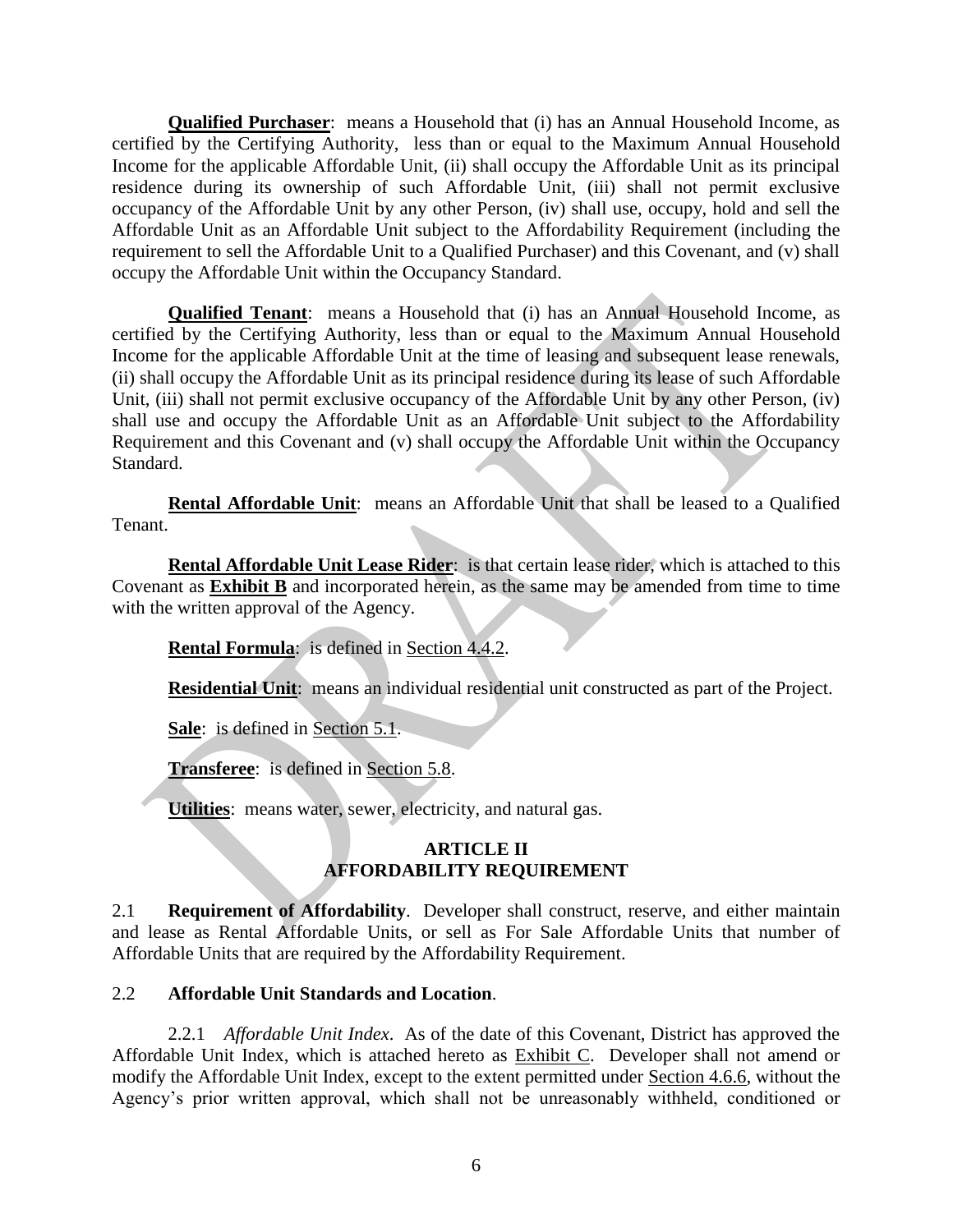**<u>Qualified Purchaser</u>**: means a Household that (i) has an Annual Household Income, as certified by the Certifying Authority, less than or equal to the Maximum Annual Household Income for the applicable Affordable Unit, (ii) shall occupy the Affordable Unit as its principal residence during its ownership of such Affordable Unit, (iii) shall not permit exclusive occupancy of the Affordable Unit by any other Person, (iv) shall use, occupy, hold and sell the Affordable Unit as an Affordable Unit subject to the Affordability Requirement (including the requirement to sell the Affordable Unit to a Qualified Purchaser) and this Covenant, and (v) shall occupy the Affordable Unit within the Occupancy Standard.

**<u>Qualified Tenant</u>**: means a Household that (i) has an Annual Household Income, as certified by the Certifying Authority, less than or equal to the Maximum Annual Household Income for the applicable Affordable Unit at the time of leasing and subsequent lease renewals, (ii) shall occupy the Affordable Unit as its principal residence during its lease of such Affordable Unit, (iii) shall not permit exclusive occupancy of the Affordable Unit by any other Person, (iv) shall use and occupy the Affordable Unit as an Affordable Unit subject to the Affordability Requirement and this Covenant and (v) shall occupy the Affordable Unit within the Occupancy Standard.

**<u>Rental Affordable Unit</u>**: means an Affordable Unit that shall be leased to a Qualified Tenant.

**<u>Rental Affordable Unit Lease Rider</u>**: is that certain lease rider, which is attached to this Covenant as **<u>Exhibit B</u>** and incorporated herein, as the same may be amended from time to time with the written approval of the Agency.

**<u>Rental Formula</u>**: is defined in <u>Section 4.4.2</u>.

**<u>Residential Unit</u>**: means an individual residential unit constructed as part of the Project.

**<u>Sale</u>**: is defined in <u>Section 5.1</u>.

**<u>Transferee</u>**: is defined in <u>Section 5.8</u>.

**<u>Utilities</u>**: means water, sewer, electricity, and natural gas.

## ARTICLE II
## AFFORDABILITY REQUIREMENT

2.1 **Requirement of Affordability**. Developer shall construct, reserve, and either maintain and lease as Rental Affordable Units, or sell as For Sale Affordable Units that number of Affordable Units that are required by the Affordability Requirement.

2.2 **Affordable Unit Standards and Location**.

2.2.1 *Affordable Unit Index.* As of the date of this Covenant, District has approved the Affordable Unit Index, which is attached hereto as <u>Exhibit C</u>. Developer shall not amend or modify the Affordable Unit Index, except to the extent permitted under <u>Section 4.6.6</u>, without the Agency's prior written approval, which shall not be unreasonably withheld, conditioned or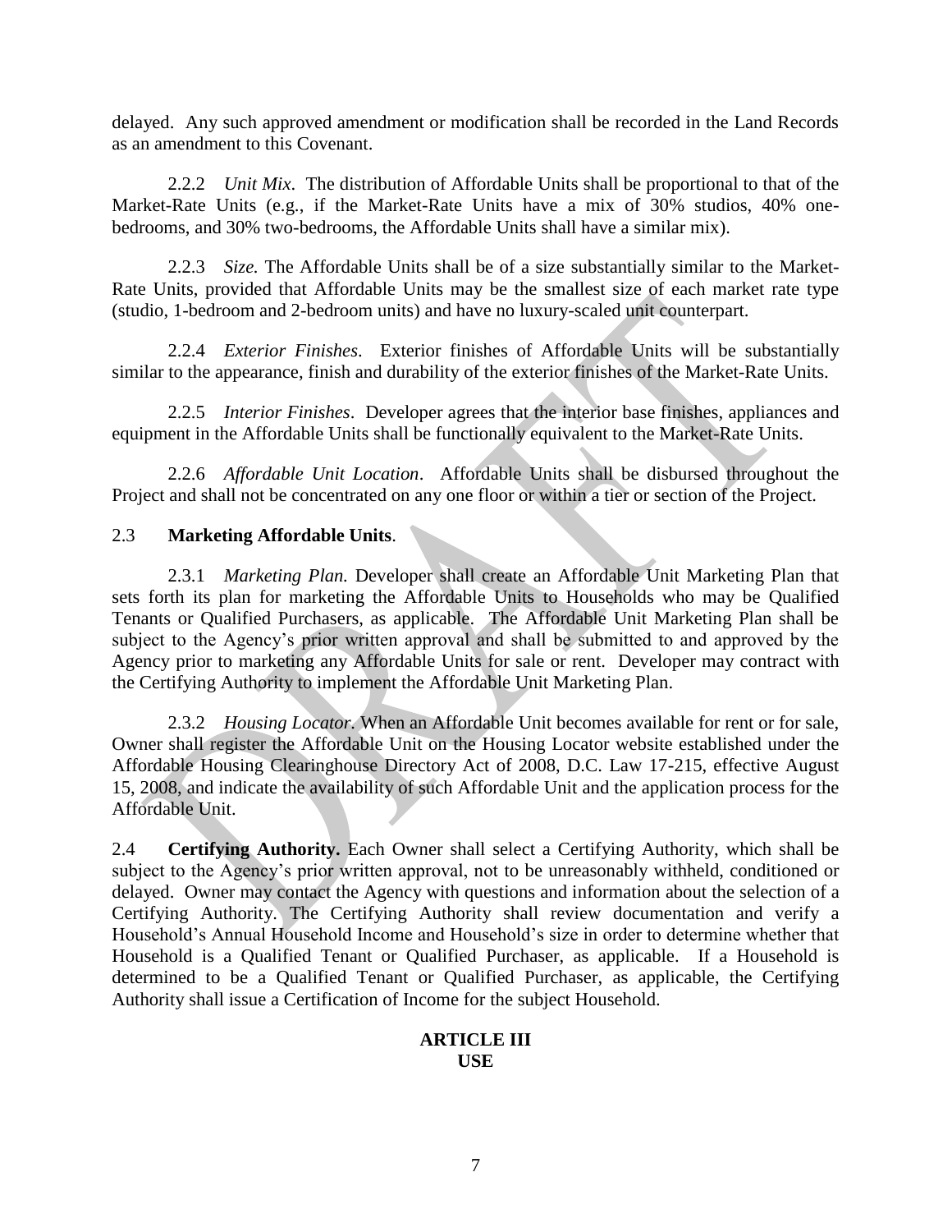delayed. Any such approved amendment or modification shall be recorded in the Land Records as an amendment to this Covenant.

2.2.2 *Unit Mix*. The distribution of Affordable Units shall be proportional to that of the Market-Rate Units (e.g., if the Market-Rate Units have a mix of 30% studios, 40% one-bedrooms, and 30% two-bedrooms, the Affordable Units shall have a similar mix).

2.2.3 *Size.* The Affordable Units shall be of a size substantially similar to the Market-Rate Units, provided that Affordable Units may be the smallest size of each market rate type (studio, 1-bedroom and 2-bedroom units) and have no luxury-scaled unit counterpart.

2.2.4 *Exterior Finishes*. Exterior finishes of Affordable Units will be substantially similar to the appearance, finish and durability of the exterior finishes of the Market-Rate Units.

2.2.5 *Interior Finishes*. Developer agrees that the interior base finishes, appliances and equipment in the Affordable Units shall be functionally equivalent to the Market-Rate Units.

2.2.6 *Affordable Unit Location*. Affordable Units shall be disbursed throughout the Project and shall not be concentrated on any one floor or within a tier or section of the Project.

2.3 **Marketing Affordable Units**.

2.3.1 *Marketing Plan.* Developer shall create an Affordable Unit Marketing Plan that sets forth its plan for marketing the Affordable Units to Households who may be Qualified Tenants or Qualified Purchasers, as applicable. The Affordable Unit Marketing Plan shall be subject to the Agency's prior written approval and shall be submitted to and approved by the Agency prior to marketing any Affordable Units for sale or rent. Developer may contract with the Certifying Authority to implement the Affordable Unit Marketing Plan.

2.3.2 *Housing Locator*. When an Affordable Unit becomes available for rent or for sale, Owner shall register the Affordable Unit on the Housing Locator website established under the Affordable Housing Clearinghouse Directory Act of 2008, D.C. Law 17-215, effective August 15, 2008, and indicate the availability of such Affordable Unit and the application process for the Affordable Unit.

2.4 **Certifying Authority.** Each Owner shall select a Certifying Authority, which shall be subject to the Agency's prior written approval, not to be unreasonably withheld, conditioned or delayed. Owner may contact the Agency with questions and information about the selection of a Certifying Authority. The Certifying Authority shall review documentation and verify a Household's Annual Household Income and Household's size in order to determine whether that Household is a Qualified Tenant or Qualified Purchaser, as applicable. If a Household is determined to be a Qualified Tenant or Qualified Purchaser, as applicable, the Certifying Authority shall issue a Certification of Income for the subject Household.

## ARTICLE III
## USE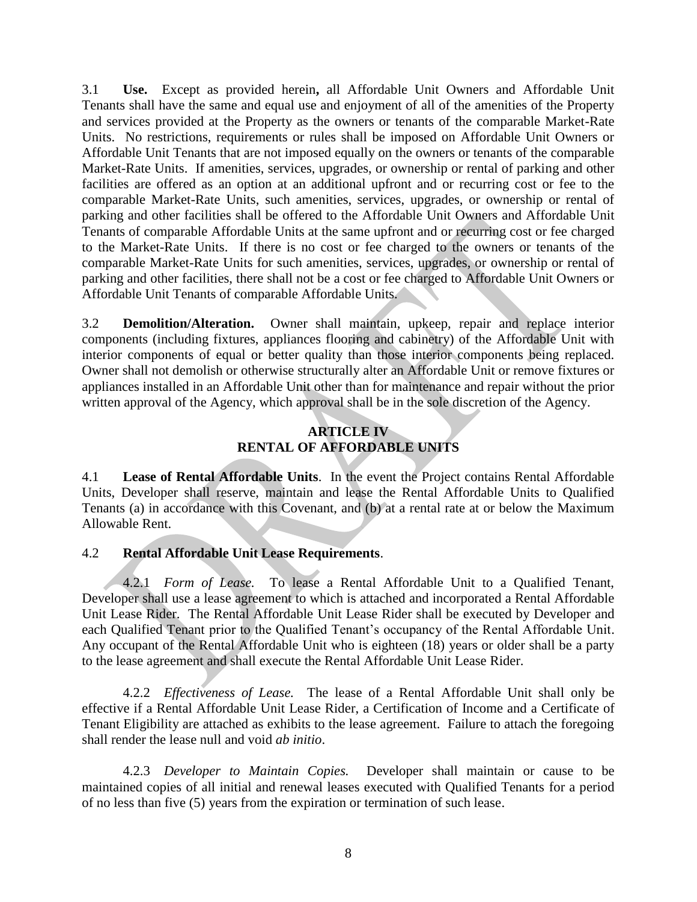3.1 **Use.** Except as provided herein**,** all Affordable Unit Owners and Affordable Unit Tenants shall have the same and equal use and enjoyment of all of the amenities of the Property and services provided at the Property as the owners or tenants of the comparable Market-Rate Units. No restrictions, requirements or rules shall be imposed on Affordable Unit Owners or Affordable Unit Tenants that are not imposed equally on the owners or tenants of the comparable Market-Rate Units. If amenities, services, upgrades, or ownership or rental of parking and other facilities are offered as an option at an additional upfront and or recurring cost or fee to the comparable Market-Rate Units, such amenities, services, upgrades, or ownership or rental of parking and other facilities shall be offered to the Affordable Unit Owners and Affordable Unit Tenants of comparable Affordable Units at the same upfront and or recurring cost or fee charged to the Market-Rate Units. If there is no cost or fee charged to the owners or tenants of the comparable Market-Rate Units for such amenities, services, upgrades, or ownership or rental of parking and other facilities, there shall not be a cost or fee charged to Affordable Unit Owners or Affordable Unit Tenants of comparable Affordable Units.

3.2 **Demolition/Alteration.** Owner shall maintain, upkeep, repair and replace interior components (including fixtures, appliances flooring and cabinetry) of the Affordable Unit with interior components of equal or better quality than those interior components being replaced. Owner shall not demolish or otherwise structurally alter an Affordable Unit or remove fixtures or appliances installed in an Affordable Unit other than for maintenance and repair without the prior written approval of the Agency, which approval shall be in the sole discretion of the Agency.

## ARTICLE IV
## RENTAL OF AFFORDABLE UNITS

4.1 **Lease of Rental Affordable Units**. In the event the Project contains Rental Affordable Units, Developer shall reserve, maintain and lease the Rental Affordable Units to Qualified Tenants (a) in accordance with this Covenant, and (b) at a rental rate at or below the Maximum Allowable Rent.

4.2 **Rental Affordable Unit Lease Requirements**.

4.2.1 *Form of Lease.* To lease a Rental Affordable Unit to a Qualified Tenant, Developer shall use a lease agreement to which is attached and incorporated a Rental Affordable Unit Lease Rider. The Rental Affordable Unit Lease Rider shall be executed by Developer and each Qualified Tenant prior to the Qualified Tenant's occupancy of the Rental Affordable Unit. Any occupant of the Rental Affordable Unit who is eighteen (18) years or older shall be a party to the lease agreement and shall execute the Rental Affordable Unit Lease Rider.

4.2.2 *Effectiveness of Lease.* The lease of a Rental Affordable Unit shall only be effective if a Rental Affordable Unit Lease Rider, a Certification of Income and a Certificate of Tenant Eligibility are attached as exhibits to the lease agreement. Failure to attach the foregoing shall render the lease null and void *ab initio*.

4.2.3 *Developer to Maintain Copies.* Developer shall maintain or cause to be maintained copies of all initial and renewal leases executed with Qualified Tenants for a period of no less than five (5) years from the expiration or termination of such lease.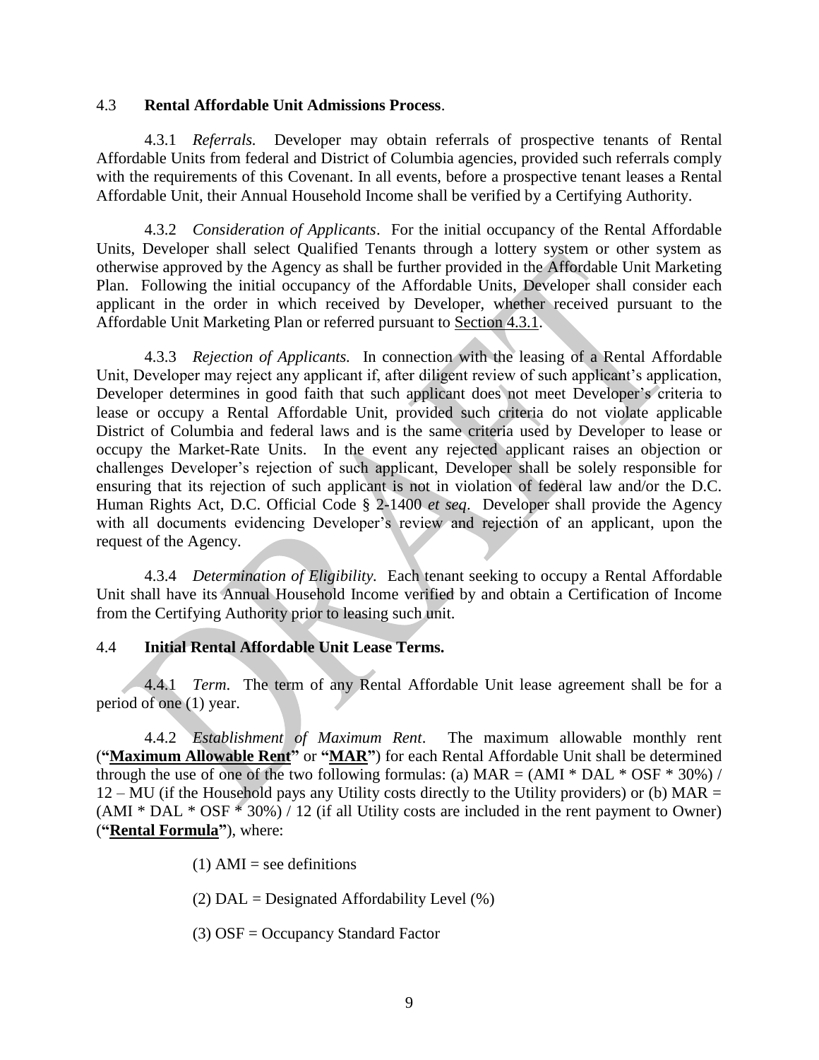## 4.3 **Rental Affordable Unit Admissions Process**.

4.3.1 *Referrals.* Developer may obtain referrals of prospective tenants of Rental Affordable Units from federal and District of Columbia agencies, provided such referrals comply with the requirements of this Covenant. In all events, before a prospective tenant leases a Rental Affordable Unit, their Annual Household Income shall be verified by a Certifying Authority.

4.3.2 *Consideration of Applicants*. For the initial occupancy of the Rental Affordable Units, Developer shall select Qualified Tenants through a lottery system or other system as otherwise approved by the Agency as shall be further provided in the Affordable Unit Marketing Plan. Following the initial occupancy of the Affordable Units, Developer shall consider each applicant in the order in which received by Developer, whether received pursuant to the Affordable Unit Marketing Plan or referred pursuant to Section 4.3.1.

4.3.3 *Rejection of Applicants.* In connection with the leasing of a Rental Affordable Unit, Developer may reject any applicant if, after diligent review of such applicant's application, Developer determines in good faith that such applicant does not meet Developer's criteria to lease or occupy a Rental Affordable Unit, provided such criteria do not violate applicable District of Columbia and federal laws and is the same criteria used by Developer to lease or occupy the Market-Rate Units. In the event any rejected applicant raises an objection or challenges Developer's rejection of such applicant, Developer shall be solely responsible for ensuring that its rejection of such applicant is not in violation of federal law and/or the D.C. Human Rights Act, D.C. Official Code § 2-1400 *et seq*. Developer shall provide the Agency with all documents evidencing Developer's review and rejection of an applicant, upon the request of the Agency.

4.3.4 *Determination of Eligibility.* Each tenant seeking to occupy a Rental Affordable Unit shall have its Annual Household Income verified by and obtain a Certification of Income from the Certifying Authority prior to leasing such unit.

## 4.4 **Initial Rental Affordable Unit Lease Terms.**

4.4.1 *Term.* The term of any Rental Affordable Unit lease agreement shall be for a period of one (1) year.

4.4.2 *Establishment of Maximum Rent*. The maximum allowable monthly rent (**"Maximum Allowable Rent"** or **"MAR"**) for each Rental Affordable Unit shall be determined through the use of one of the two following formulas: (a) MAR = (AMI * DAL * OSF * 30%) / 12 – MU (if the Household pays any Utility costs directly to the Utility providers) or (b) MAR = (AMI * DAL * OSF * 30%) / 12 (if all Utility costs are included in the rent payment to Owner) (**"Rental Formula"**), where:

(1) AMI = see definitions

(2) DAL = Designated Affordability Level (%)

(3) OSF = Occupancy Standard Factor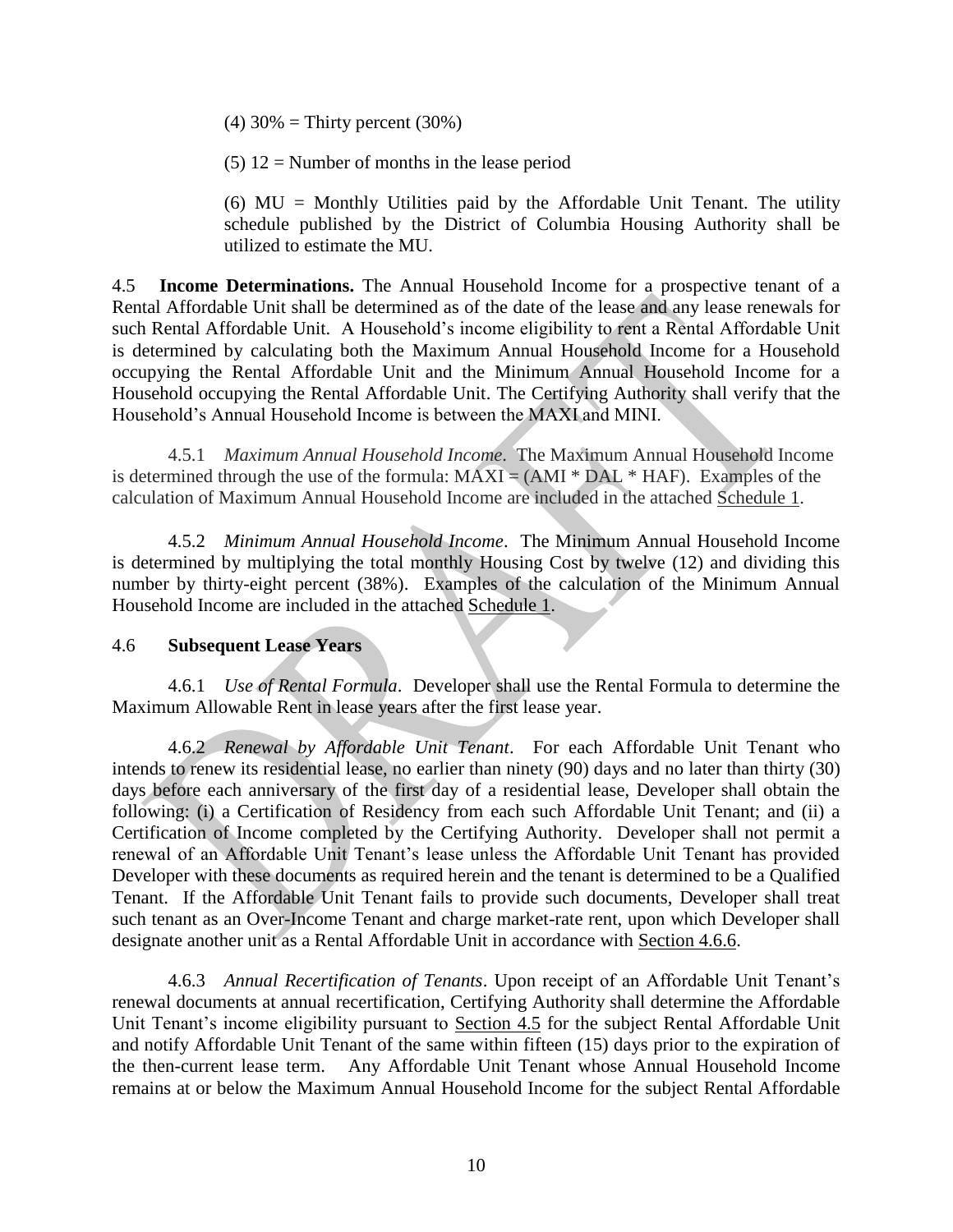(4) 30% = Thirty percent (30%)

(5) 12 = Number of months in the lease period

(6) MU = Monthly Utilities paid by the Affordable Unit Tenant. The utility schedule published by the District of Columbia Housing Authority shall be utilized to estimate the MU.

4.5 **Income Determinations.** The Annual Household Income for a prospective tenant of a Rental Affordable Unit shall be determined as of the date of the lease and any lease renewals for such Rental Affordable Unit. A Household's income eligibility to rent a Rental Affordable Unit is determined by calculating both the Maximum Annual Household Income for a Household occupying the Rental Affordable Unit and the Minimum Annual Household Income for a Household occupying the Rental Affordable Unit. The Certifying Authority shall verify that the Household's Annual Household Income is between the MAXI and MINI.

4.5.1 *Maximum Annual Household Income*. The Maximum Annual Household Income is determined through the use of the formula: MAXI = (AMI * DAL * HAF). Examples of the calculation of Maximum Annual Household Income are included in the attached Schedule 1.

4.5.2 *Minimum Annual Household Income*. The Minimum Annual Household Income is determined by multiplying the total monthly Housing Cost by twelve (12) and dividing this number by thirty-eight percent (38%). Examples of the calculation of the Minimum Annual Household Income are included in the attached Schedule 1.

4.6 **Subsequent Lease Years**

4.6.1 *Use of Rental Formula*. Developer shall use the Rental Formula to determine the Maximum Allowable Rent in lease years after the first lease year.

4.6.2 *Renewal by Affordable Unit Tenant*. For each Affordable Unit Tenant who intends to renew its residential lease, no earlier than ninety (90) days and no later than thirty (30) days before each anniversary of the first day of a residential lease, Developer shall obtain the following: (i) a Certification of Residency from each such Affordable Unit Tenant; and (ii) a Certification of Income completed by the Certifying Authority. Developer shall not permit a renewal of an Affordable Unit Tenant's lease unless the Affordable Unit Tenant has provided Developer with these documents as required herein and the tenant is determined to be a Qualified Tenant. If the Affordable Unit Tenant fails to provide such documents, Developer shall treat such tenant as an Over-Income Tenant and charge market-rate rent, upon which Developer shall designate another unit as a Rental Affordable Unit in accordance with Section 4.6.6.

4.6.3 *Annual Recertification of Tenants*. Upon receipt of an Affordable Unit Tenant's renewal documents at annual recertification, Certifying Authority shall determine the Affordable Unit Tenant's income eligibility pursuant to Section 4.5 for the subject Rental Affordable Unit and notify Affordable Unit Tenant of the same within fifteen (15) days prior to the expiration of the then-current lease term. Any Affordable Unit Tenant whose Annual Household Income remains at or below the Maximum Annual Household Income for the subject Rental Affordable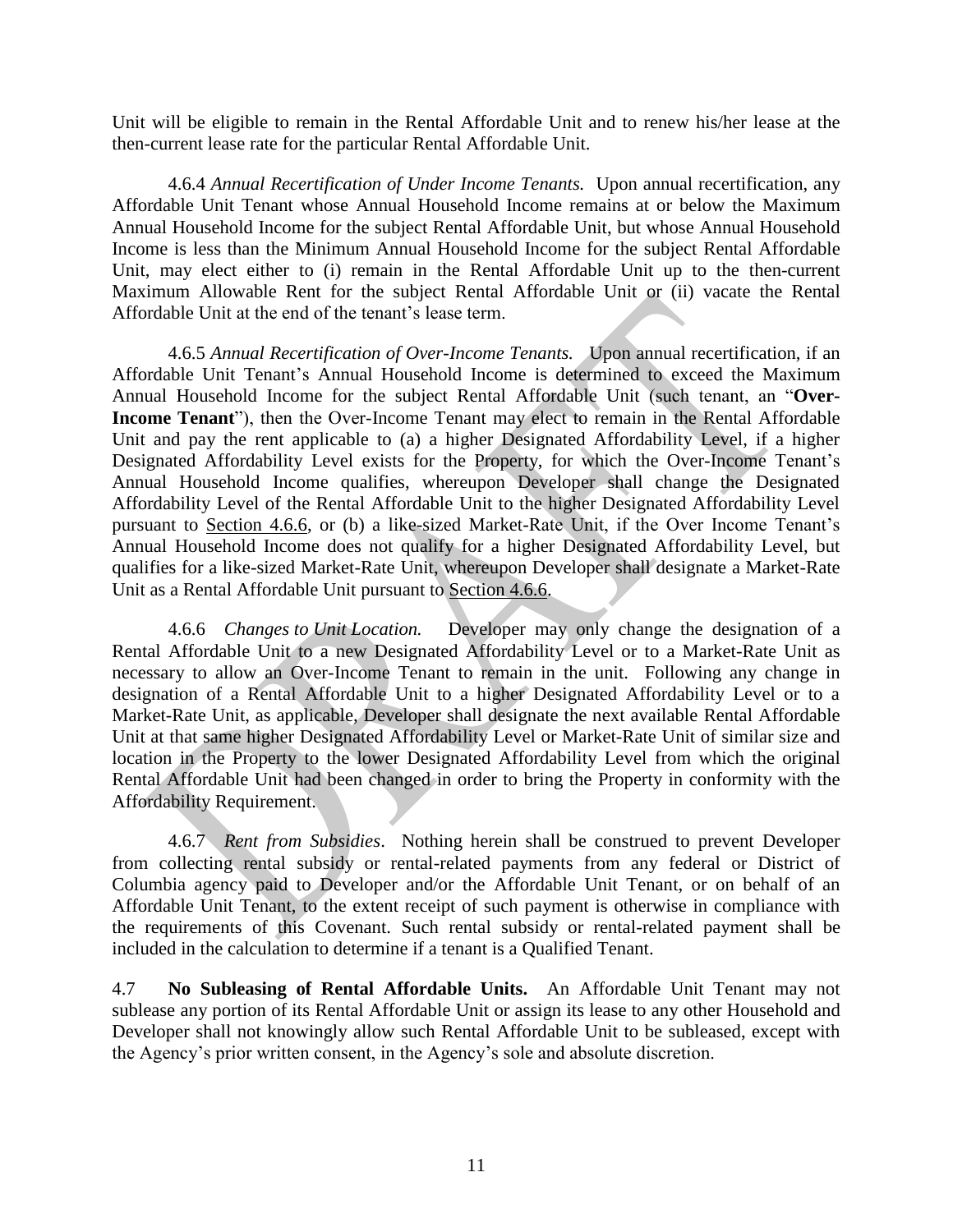Unit will be eligible to remain in the Rental Affordable Unit and to renew his/her lease at the then-current lease rate for the particular Rental Affordable Unit.

4.6.4 *Annual Recertification of Under Income Tenants.* Upon annual recertification, any Affordable Unit Tenant whose Annual Household Income remains at or below the Maximum Annual Household Income for the subject Rental Affordable Unit, but whose Annual Household Income is less than the Minimum Annual Household Income for the subject Rental Affordable Unit, may elect either to (i) remain in the Rental Affordable Unit up to the then-current Maximum Allowable Rent for the subject Rental Affordable Unit or (ii) vacate the Rental Affordable Unit at the end of the tenant's lease term.

4.6.5 *Annual Recertification of Over-Income Tenants.* Upon annual recertification, if an Affordable Unit Tenant's Annual Household Income is determined to exceed the Maximum Annual Household Income for the subject Rental Affordable Unit (such tenant, an "**Over-Income Tenant**"), then the Over-Income Tenant may elect to remain in the Rental Affordable Unit and pay the rent applicable to (a) a higher Designated Affordability Level, if a higher Designated Affordability Level exists for the Property, for which the Over-Income Tenant's Annual Household Income qualifies, whereupon Developer shall change the Designated Affordability Level of the Rental Affordable Unit to the higher Designated Affordability Level pursuant to Section 4.6.6, or (b) a like-sized Market-Rate Unit, if the Over Income Tenant's Annual Household Income does not qualify for a higher Designated Affordability Level, but qualifies for a like-sized Market-Rate Unit, whereupon Developer shall designate a Market-Rate Unit as a Rental Affordable Unit pursuant to Section 4.6.6.

4.6.6 *Changes to Unit Location.* Developer may only change the designation of a Rental Affordable Unit to a new Designated Affordability Level or to a Market-Rate Unit as necessary to allow an Over-Income Tenant to remain in the unit. Following any change in designation of a Rental Affordable Unit to a higher Designated Affordability Level or to a Market-Rate Unit, as applicable, Developer shall designate the next available Rental Affordable Unit at that same higher Designated Affordability Level or Market-Rate Unit of similar size and location in the Property to the lower Designated Affordability Level from which the original Rental Affordable Unit had been changed in order to bring the Property in conformity with the Affordability Requirement.

4.6.7 *Rent from Subsidies*. Nothing herein shall be construed to prevent Developer from collecting rental subsidy or rental-related payments from any federal or District of Columbia agency paid to Developer and/or the Affordable Unit Tenant, or on behalf of an Affordable Unit Tenant, to the extent receipt of such payment is otherwise in compliance with the requirements of this Covenant. Such rental subsidy or rental-related payment shall be included in the calculation to determine if a tenant is a Qualified Tenant.

4.7 **No Subleasing of Rental Affordable Units.** An Affordable Unit Tenant may not sublease any portion of its Rental Affordable Unit or assign its lease to any other Household and Developer shall not knowingly allow such Rental Affordable Unit to be subleased, except with the Agency's prior written consent, in the Agency's sole and absolute discretion.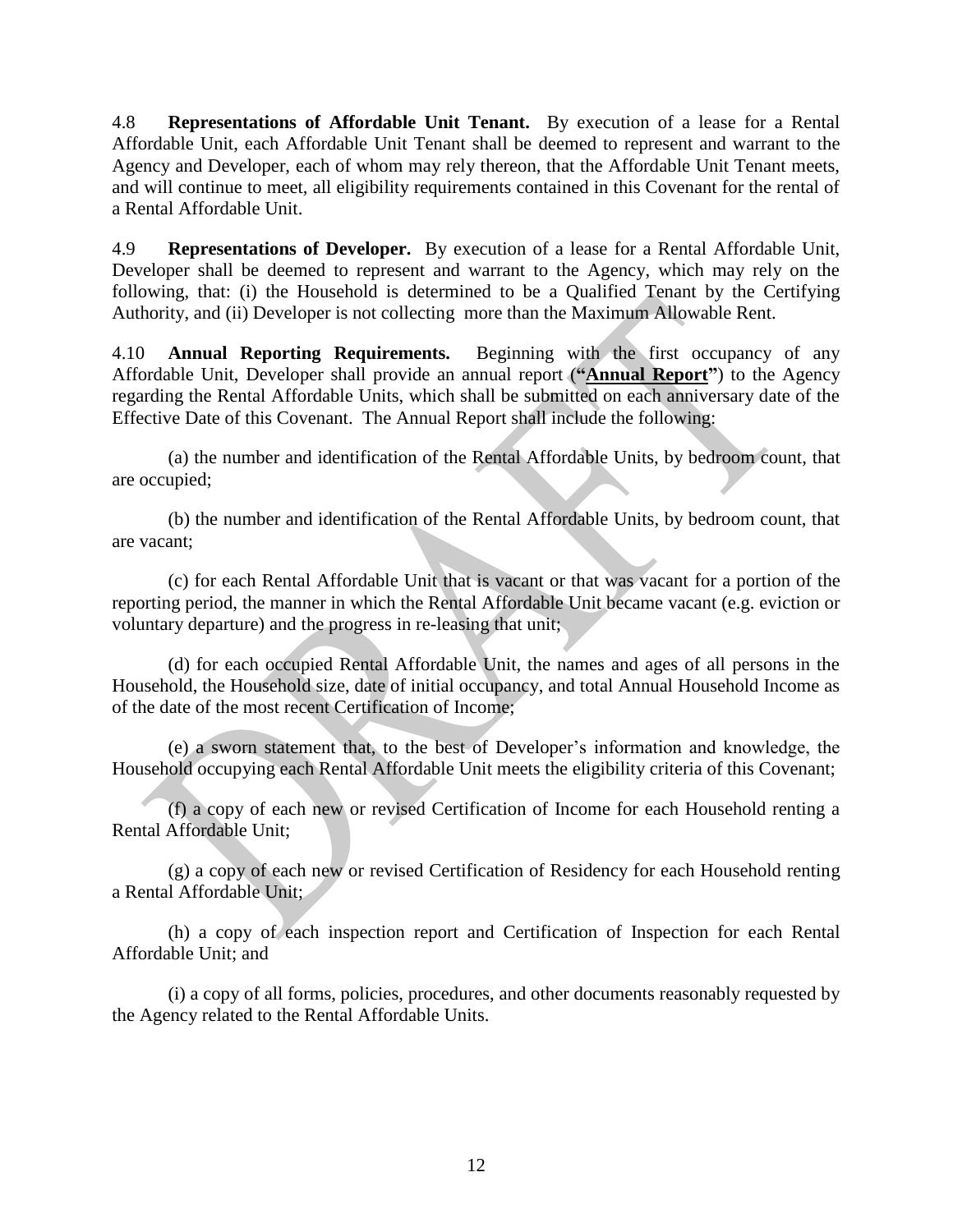4.8 **Representations of Affordable Unit Tenant.** By execution of a lease for a Rental Affordable Unit, each Affordable Unit Tenant shall be deemed to represent and warrant to the Agency and Developer, each of whom may rely thereon, that the Affordable Unit Tenant meets, and will continue to meet, all eligibility requirements contained in this Covenant for the rental of a Rental Affordable Unit.

4.9 **Representations of Developer.** By execution of a lease for a Rental Affordable Unit, Developer shall be deemed to represent and warrant to the Agency, which may rely on the following, that: (i) the Household is determined to be a Qualified Tenant by the Certifying Authority, and (ii) Developer is not collecting more than the Maximum Allowable Rent.

4.10 **Annual Reporting Requirements.** Beginning with the first occupancy of any Affordable Unit, Developer shall provide an annual report (**"Annual Report"**) to the Agency regarding the Rental Affordable Units, which shall be submitted on each anniversary date of the Effective Date of this Covenant. The Annual Report shall include the following:

(a) the number and identification of the Rental Affordable Units, by bedroom count, that are occupied;

(b) the number and identification of the Rental Affordable Units, by bedroom count, that are vacant;

(c) for each Rental Affordable Unit that is vacant or that was vacant for a portion of the reporting period, the manner in which the Rental Affordable Unit became vacant (e.g. eviction or voluntary departure) and the progress in re-leasing that unit;

(d) for each occupied Rental Affordable Unit, the names and ages of all persons in the Household, the Household size, date of initial occupancy, and total Annual Household Income as of the date of the most recent Certification of Income;

(e) a sworn statement that, to the best of Developer's information and knowledge, the Household occupying each Rental Affordable Unit meets the eligibility criteria of this Covenant;

(f) a copy of each new or revised Certification of Income for each Household renting a Rental Affordable Unit;

(g) a copy of each new or revised Certification of Residency for each Household renting a Rental Affordable Unit;

(h) a copy of each inspection report and Certification of Inspection for each Rental Affordable Unit; and

(i) a copy of all forms, policies, procedures, and other documents reasonably requested by the Agency related to the Rental Affordable Units.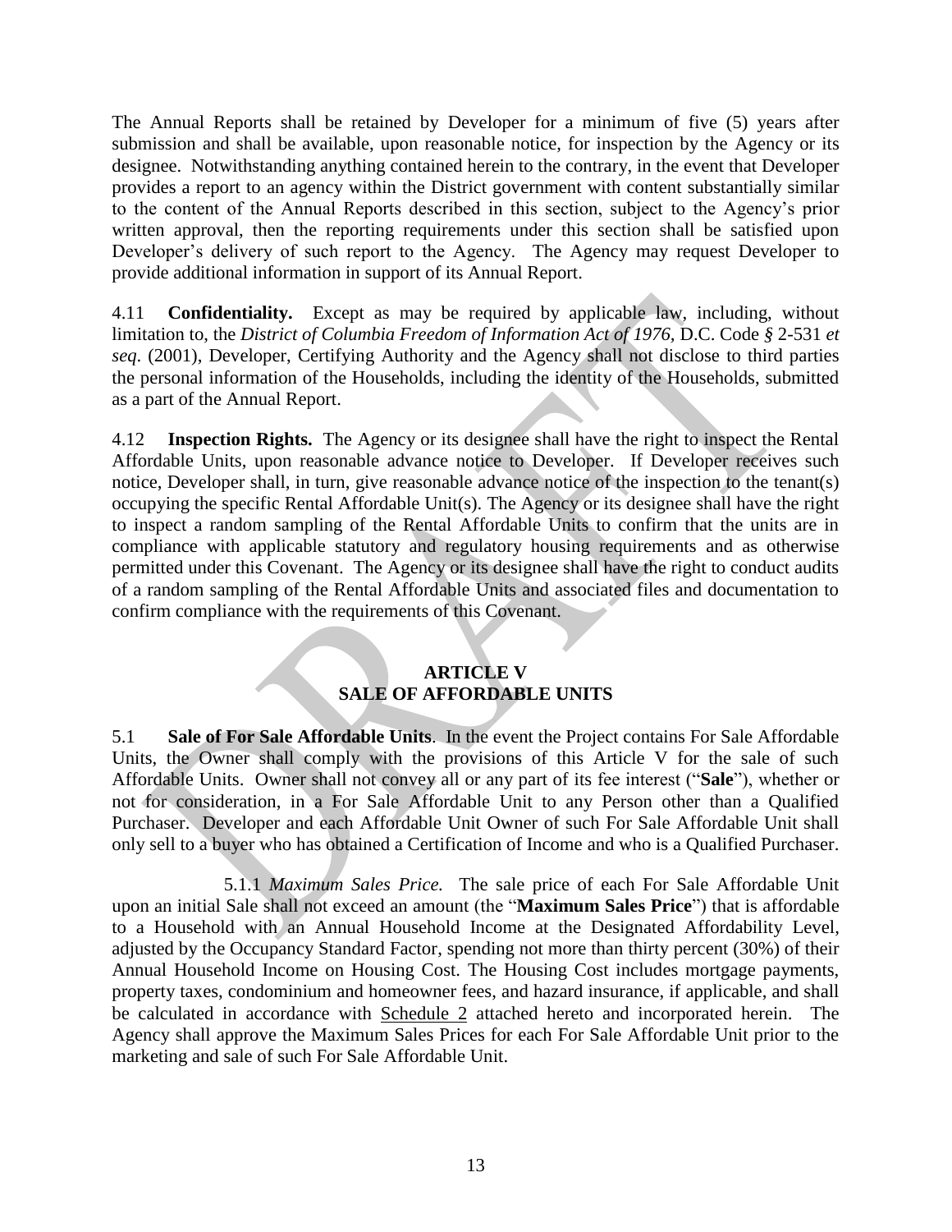The Annual Reports shall be retained by Developer for a minimum of five (5) years after submission and shall be available, upon reasonable notice, for inspection by the Agency or its designee. Notwithstanding anything contained herein to the contrary, in the event that Developer provides a report to an agency within the District government with content substantially similar to the content of the Annual Reports described in this section, subject to the Agency's prior written approval, then the reporting requirements under this section shall be satisfied upon Developer's delivery of such report to the Agency. The Agency may request Developer to provide additional information in support of its Annual Report.

4.11 **Confidentiality.** Except as may be required by applicable law, including, without limitation to, the *District of Columbia Freedom of Information Act of 1976*, D.C. Code *§* 2-531 *et seq*. (2001), Developer, Certifying Authority and the Agency shall not disclose to third parties the personal information of the Households, including the identity of the Households, submitted as a part of the Annual Report.

4.12 **Inspection Rights.** The Agency or its designee shall have the right to inspect the Rental Affordable Units, upon reasonable advance notice to Developer. If Developer receives such notice, Developer shall, in turn, give reasonable advance notice of the inspection to the tenant(s) occupying the specific Rental Affordable Unit(s). The Agency or its designee shall have the right to inspect a random sampling of the Rental Affordable Units to confirm that the units are in compliance with applicable statutory and regulatory housing requirements and as otherwise permitted under this Covenant. The Agency or its designee shall have the right to conduct audits of a random sampling of the Rental Affordable Units and associated files and documentation to confirm compliance with the requirements of this Covenant.

## ARTICLE V
## SALE OF AFFORDABLE UNITS

5.1 **Sale of For Sale Affordable Units**. In the event the Project contains For Sale Affordable Units, the Owner shall comply with the provisions of this Article V for the sale of such Affordable Units. Owner shall not convey all or any part of its fee interest ("**Sale**"), whether or not for consideration, in a For Sale Affordable Unit to any Person other than a Qualified Purchaser. Developer and each Affordable Unit Owner of such For Sale Affordable Unit shall only sell to a buyer who has obtained a Certification of Income and who is a Qualified Purchaser.

5.1.1 *Maximum Sales Price.* The sale price of each For Sale Affordable Unit upon an initial Sale shall not exceed an amount (the "**Maximum Sales Price**") that is affordable to a Household with an Annual Household Income at the Designated Affordability Level, adjusted by the Occupancy Standard Factor, spending not more than thirty percent (30%) of their Annual Household Income on Housing Cost. The Housing Cost includes mortgage payments, property taxes, condominium and homeowner fees, and hazard insurance, if applicable, and shall be calculated in accordance with Schedule 2 attached hereto and incorporated herein. The Agency shall approve the Maximum Sales Prices for each For Sale Affordable Unit prior to the marketing and sale of such For Sale Affordable Unit.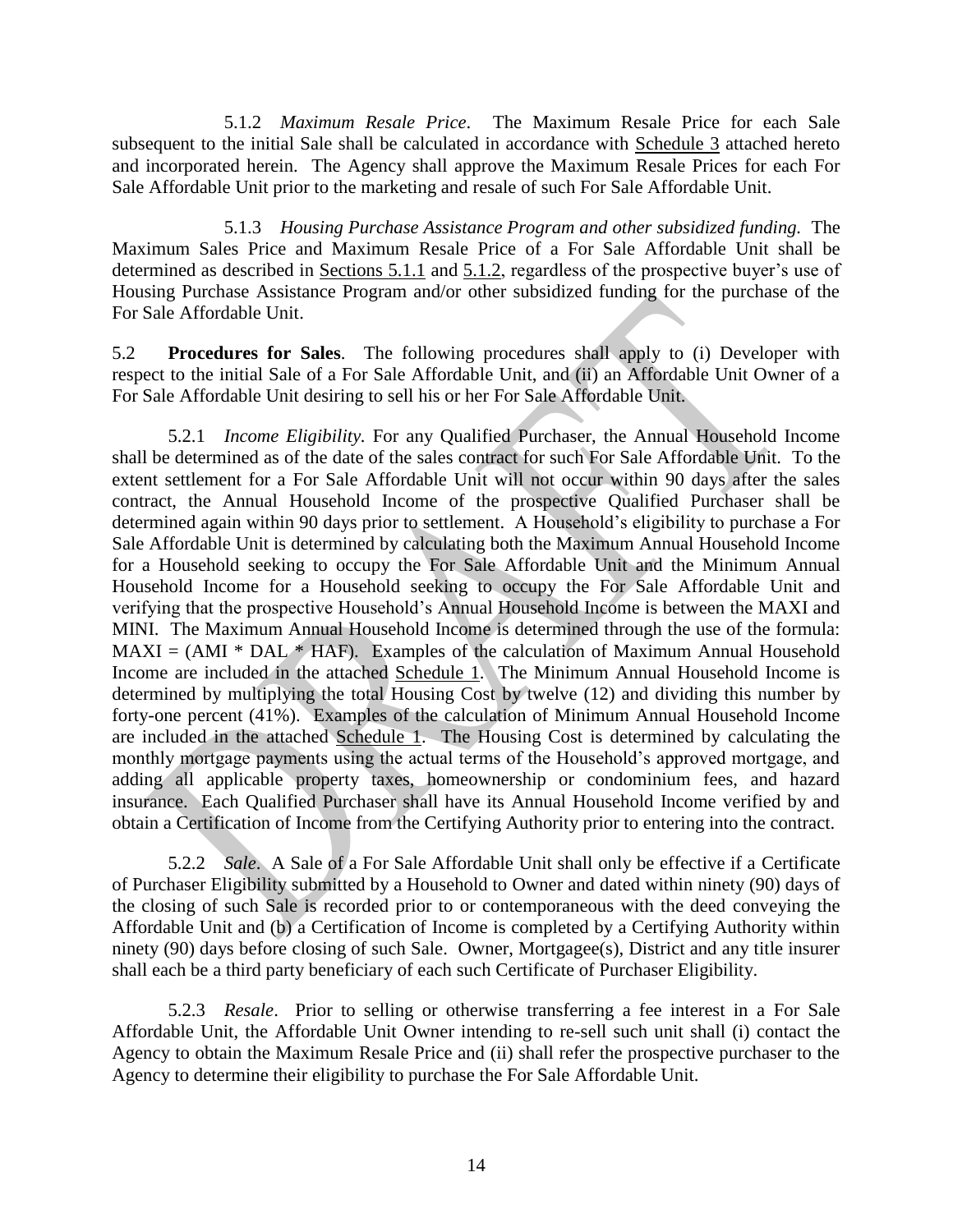5.1.2 *Maximum Resale Price*. The Maximum Resale Price for each Sale subsequent to the initial Sale shall be calculated in accordance with Schedule 3 attached hereto and incorporated herein. The Agency shall approve the Maximum Resale Prices for each For Sale Affordable Unit prior to the marketing and resale of such For Sale Affordable Unit.

5.1.3 *Housing Purchase Assistance Program and other subsidized funding.* The Maximum Sales Price and Maximum Resale Price of a For Sale Affordable Unit shall be determined as described in Sections 5.1.1 and 5.1.2, regardless of the prospective buyer's use of Housing Purchase Assistance Program and/or other subsidized funding for the purchase of the For Sale Affordable Unit.

5.2 **Procedures for Sales**. The following procedures shall apply to (i) Developer with respect to the initial Sale of a For Sale Affordable Unit, and (ii) an Affordable Unit Owner of a For Sale Affordable Unit desiring to sell his or her For Sale Affordable Unit.

5.2.1 *Income Eligibility.* For any Qualified Purchaser, the Annual Household Income shall be determined as of the date of the sales contract for such For Sale Affordable Unit. To the extent settlement for a For Sale Affordable Unit will not occur within 90 days after the sales contract, the Annual Household Income of the prospective Qualified Purchaser shall be determined again within 90 days prior to settlement. A Household's eligibility to purchase a For Sale Affordable Unit is determined by calculating both the Maximum Annual Household Income for a Household seeking to occupy the For Sale Affordable Unit and the Minimum Annual Household Income for a Household seeking to occupy the For Sale Affordable Unit and verifying that the prospective Household's Annual Household Income is between the MAXI and MINI. The Maximum Annual Household Income is determined through the use of the formula: MAXI = (AMI * DAL * HAF). Examples of the calculation of Maximum Annual Household Income are included in the attached Schedule 1. The Minimum Annual Household Income is determined by multiplying the total Housing Cost by twelve (12) and dividing this number by forty-one percent (41%). Examples of the calculation of Minimum Annual Household Income are included in the attached Schedule 1. The Housing Cost is determined by calculating the monthly mortgage payments using the actual terms of the Household's approved mortgage, and adding all applicable property taxes, homeownership or condominium fees, and hazard insurance. Each Qualified Purchaser shall have its Annual Household Income verified by and obtain a Certification of Income from the Certifying Authority prior to entering into the contract.

5.2.2 *Sale*. A Sale of a For Sale Affordable Unit shall only be effective if a Certificate of Purchaser Eligibility submitted by a Household to Owner and dated within ninety (90) days of the closing of such Sale is recorded prior to or contemporaneous with the deed conveying the Affordable Unit and (b) a Certification of Income is completed by a Certifying Authority within ninety (90) days before closing of such Sale. Owner, Mortgagee(s), District and any title insurer shall each be a third party beneficiary of each such Certificate of Purchaser Eligibility.

5.2.3 *Resale*. Prior to selling or otherwise transferring a fee interest in a For Sale Affordable Unit, the Affordable Unit Owner intending to re-sell such unit shall (i) contact the Agency to obtain the Maximum Resale Price and (ii) shall refer the prospective purchaser to the Agency to determine their eligibility to purchase the For Sale Affordable Unit.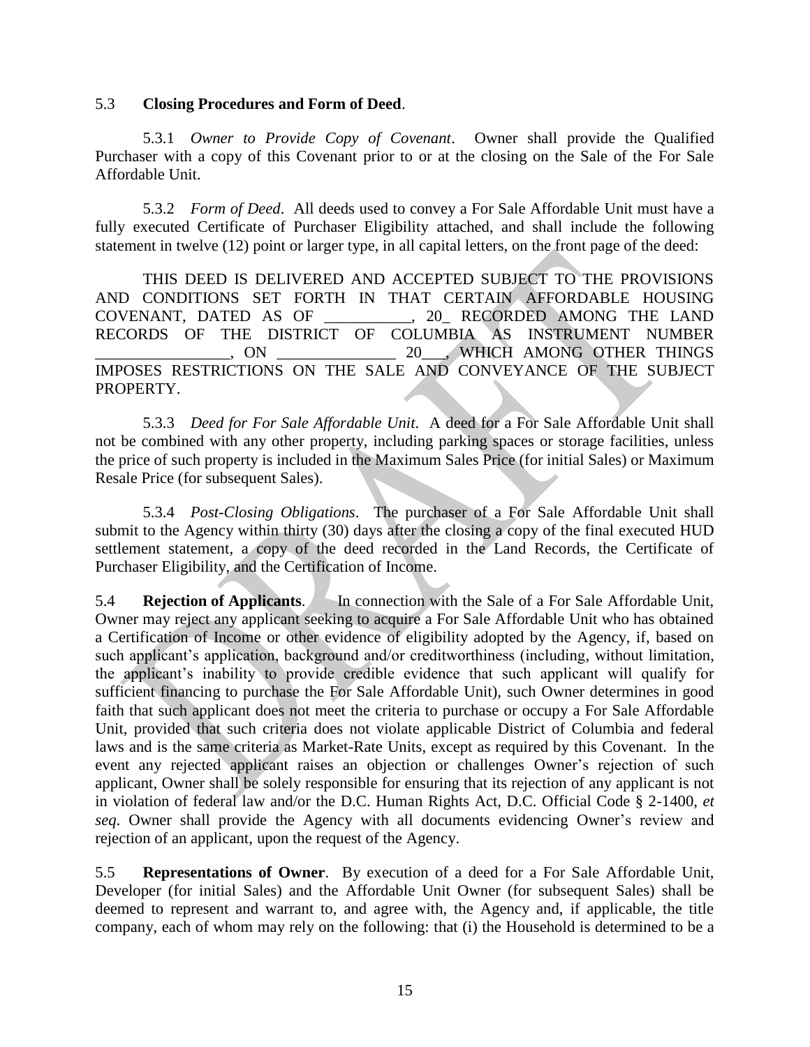5.3 **Closing Procedures and Form of Deed**.

5.3.1 *Owner to Provide Copy of Covenant*. Owner shall provide the Qualified Purchaser with a copy of this Covenant prior to or at the closing on the Sale of the For Sale Affordable Unit.

5.3.2 *Form of Deed*. All deeds used to convey a For Sale Affordable Unit must have a fully executed Certificate of Purchaser Eligibility attached, and shall include the following statement in twelve (12) point or larger type, in all capital letters, on the front page of the deed:

THIS DEED IS DELIVERED AND ACCEPTED SUBJECT TO THE PROVISIONS AND CONDITIONS SET FORTH IN THAT CERTAIN AFFORDABLE HOUSING COVENANT, DATED AS OF ___________, 20_ RECORDED AMONG THE LAND RECORDS OF THE DISTRICT OF COLUMBIA AS INSTRUMENT NUMBER _________________, ON _______________ 20___, WHICH AMONG OTHER THINGS IMPOSES RESTRICTIONS ON THE SALE AND CONVEYANCE OF THE SUBJECT PROPERTY.

5.3.3 *Deed for For Sale Affordable Unit*. A deed for a For Sale Affordable Unit shall not be combined with any other property, including parking spaces or storage facilities, unless the price of such property is included in the Maximum Sales Price (for initial Sales) or Maximum Resale Price (for subsequent Sales).

5.3.4 *Post-Closing Obligations*. The purchaser of a For Sale Affordable Unit shall submit to the Agency within thirty (30) days after the closing a copy of the final executed HUD settlement statement, a copy of the deed recorded in the Land Records, the Certificate of Purchaser Eligibility, and the Certification of Income.

5.4 **Rejection of Applicants**. In connection with the Sale of a For Sale Affordable Unit, Owner may reject any applicant seeking to acquire a For Sale Affordable Unit who has obtained a Certification of Income or other evidence of eligibility adopted by the Agency, if, based on such applicant's application, background and/or creditworthiness (including, without limitation, the applicant's inability to provide credible evidence that such applicant will qualify for sufficient financing to purchase the For Sale Affordable Unit), such Owner determines in good faith that such applicant does not meet the criteria to purchase or occupy a For Sale Affordable Unit, provided that such criteria does not violate applicable District of Columbia and federal laws and is the same criteria as Market-Rate Units, except as required by this Covenant. In the event any rejected applicant raises an objection or challenges Owner's rejection of such applicant, Owner shall be solely responsible for ensuring that its rejection of any applicant is not in violation of federal law and/or the D.C. Human Rights Act, D.C. Official Code § 2-1400, *et seq*. Owner shall provide the Agency with all documents evidencing Owner's review and rejection of an applicant, upon the request of the Agency.

5.5 **Representations of Owner**. By execution of a deed for a For Sale Affordable Unit, Developer (for initial Sales) and the Affordable Unit Owner (for subsequent Sales) shall be deemed to represent and warrant to, and agree with, the Agency and, if applicable, the title company, each of whom may rely on the following: that (i) the Household is determined to be a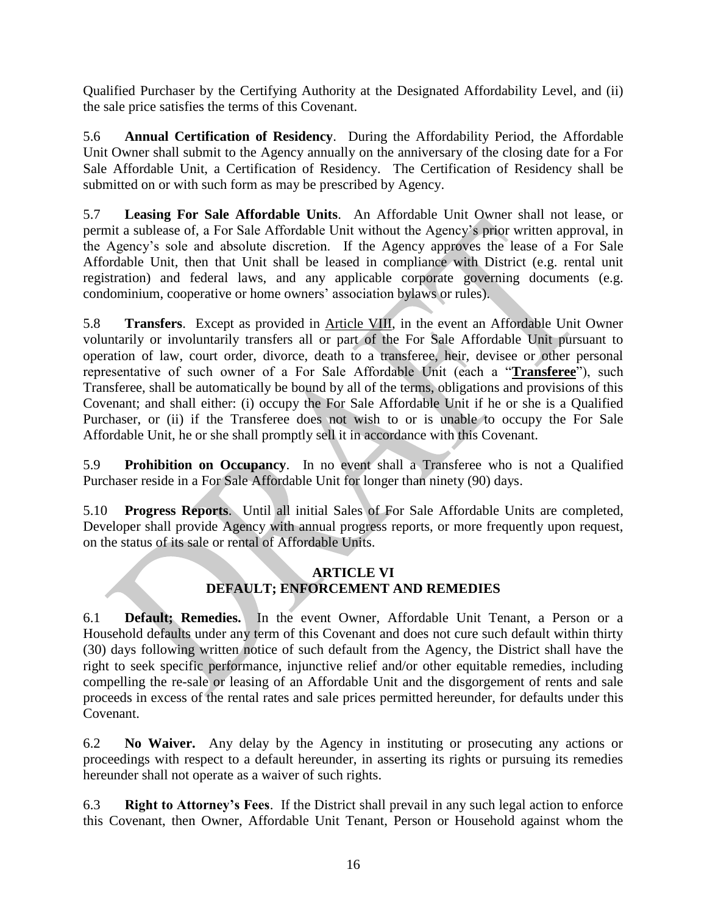Qualified Purchaser by the Certifying Authority at the Designated Affordability Level, and (ii) the sale price satisfies the terms of this Covenant.

5.6 **Annual Certification of Residency**. During the Affordability Period, the Affordable Unit Owner shall submit to the Agency annually on the anniversary of the closing date for a For Sale Affordable Unit, a Certification of Residency. The Certification of Residency shall be submitted on or with such form as may be prescribed by Agency.

5.7 **Leasing For Sale Affordable Units**. An Affordable Unit Owner shall not lease, or permit a sublease of, a For Sale Affordable Unit without the Agency's prior written approval, in the Agency's sole and absolute discretion. If the Agency approves the lease of a For Sale Affordable Unit, then that Unit shall be leased in compliance with District (e.g. rental unit registration) and federal laws, and any applicable corporate governing documents (e.g. condominium, cooperative or home owners' association bylaws or rules).

5.8 **Transfers**. Except as provided in Article VIII, in the event an Affordable Unit Owner voluntarily or involuntarily transfers all or part of the For Sale Affordable Unit pursuant to operation of law, court order, divorce, death to a transferee, heir, devisee or other personal representative of such owner of a For Sale Affordable Unit (each a "**Transferee**"), such Transferee, shall be automatically be bound by all of the terms, obligations and provisions of this Covenant; and shall either: (i) occupy the For Sale Affordable Unit if he or she is a Qualified Purchaser, or (ii) if the Transferee does not wish to or is unable to occupy the For Sale Affordable Unit, he or she shall promptly sell it in accordance with this Covenant.

5.9 **Prohibition on Occupancy**. In no event shall a Transferee who is not a Qualified Purchaser reside in a For Sale Affordable Unit for longer than ninety (90) days.

5.10 **Progress Reports**. Until all initial Sales of For Sale Affordable Units are completed, Developer shall provide Agency with annual progress reports, or more frequently upon request, on the status of its sale or rental of Affordable Units.

## ARTICLE VI
## DEFAULT; ENFORCEMENT AND REMEDIES

6.1 **Default; Remedies.** In the event Owner, Affordable Unit Tenant, a Person or a Household defaults under any term of this Covenant and does not cure such default within thirty (30) days following written notice of such default from the Agency, the District shall have the right to seek specific performance, injunctive relief and/or other equitable remedies, including compelling the re-sale or leasing of an Affordable Unit and the disgorgement of rents and sale proceeds in excess of the rental rates and sale prices permitted hereunder, for defaults under this Covenant.

6.2 **No Waiver.** Any delay by the Agency in instituting or prosecuting any actions or proceedings with respect to a default hereunder, in asserting its rights or pursuing its remedies hereunder shall not operate as a waiver of such rights.

6.3 **Right to Attorney's Fees**. If the District shall prevail in any such legal action to enforce this Covenant, then Owner, Affordable Unit Tenant, Person or Household against whom the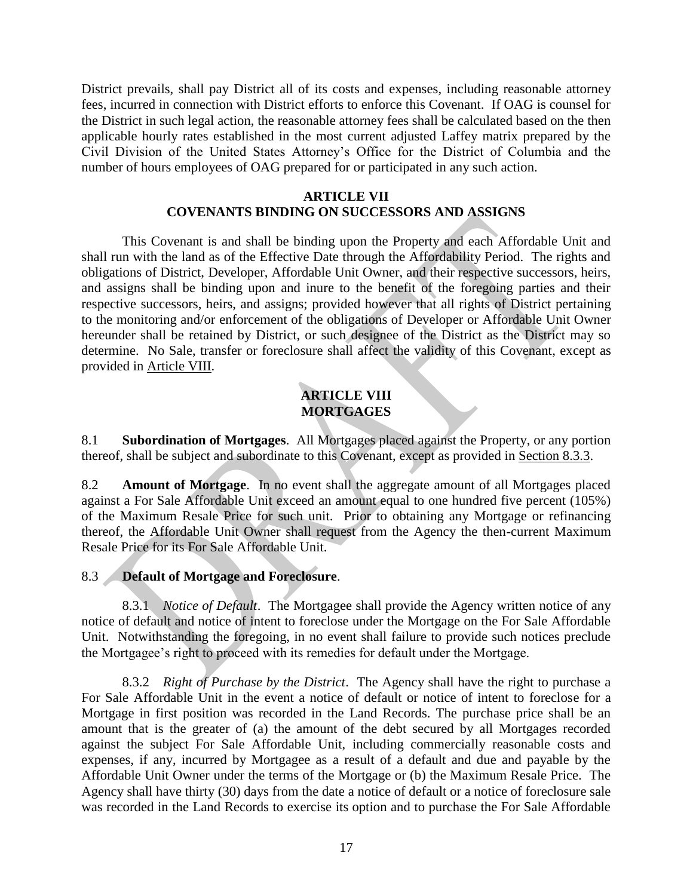District prevails, shall pay District all of its costs and expenses, including reasonable attorney fees, incurred in connection with District efforts to enforce this Covenant. If OAG is counsel for the District in such legal action, the reasonable attorney fees shall be calculated based on the then applicable hourly rates established in the most current adjusted Laffey matrix prepared by the Civil Division of the United States Attorney's Office for the District of Columbia and the number of hours employees of OAG prepared for or participated in any such action.

## ARTICLE VII
## COVENANTS BINDING ON SUCCESSORS AND ASSIGNS

This Covenant is and shall be binding upon the Property and each Affordable Unit and shall run with the land as of the Effective Date through the Affordability Period. The rights and obligations of District, Developer, Affordable Unit Owner, and their respective successors, heirs, and assigns shall be binding upon and inure to the benefit of the foregoing parties and their respective successors, heirs, and assigns; provided however that all rights of District pertaining to the monitoring and/or enforcement of the obligations of Developer or Affordable Unit Owner hereunder shall be retained by District, or such designee of the District as the District may so determine. No Sale, transfer or foreclosure shall affect the validity of this Covenant, except as provided in Article VIII.

## ARTICLE VIII
## MORTGAGES

8.1 **Subordination of Mortgages**. All Mortgages placed against the Property, or any portion thereof, shall be subject and subordinate to this Covenant, except as provided in Section 8.3.3.

8.2 **Amount of Mortgage**. In no event shall the aggregate amount of all Mortgages placed against a For Sale Affordable Unit exceed an amount equal to one hundred five percent (105%) of the Maximum Resale Price for such unit. Prior to obtaining any Mortgage or refinancing thereof, the Affordable Unit Owner shall request from the Agency the then-current Maximum Resale Price for its For Sale Affordable Unit.

8.3 **Default of Mortgage and Foreclosure**.

8.3.1 *Notice of Default*. The Mortgagee shall provide the Agency written notice of any notice of default and notice of intent to foreclose under the Mortgage on the For Sale Affordable Unit. Notwithstanding the foregoing, in no event shall failure to provide such notices preclude the Mortgagee's right to proceed with its remedies for default under the Mortgage.

8.3.2 *Right of Purchase by the District*. The Agency shall have the right to purchase a For Sale Affordable Unit in the event a notice of default or notice of intent to foreclose for a Mortgage in first position was recorded in the Land Records. The purchase price shall be an amount that is the greater of (a) the amount of the debt secured by all Mortgages recorded against the subject For Sale Affordable Unit, including commercially reasonable costs and expenses, if any, incurred by Mortgagee as a result of a default and due and payable by the Affordable Unit Owner under the terms of the Mortgage or (b) the Maximum Resale Price. The Agency shall have thirty (30) days from the date a notice of default or a notice of foreclosure sale was recorded in the Land Records to exercise its option and to purchase the For Sale Affordable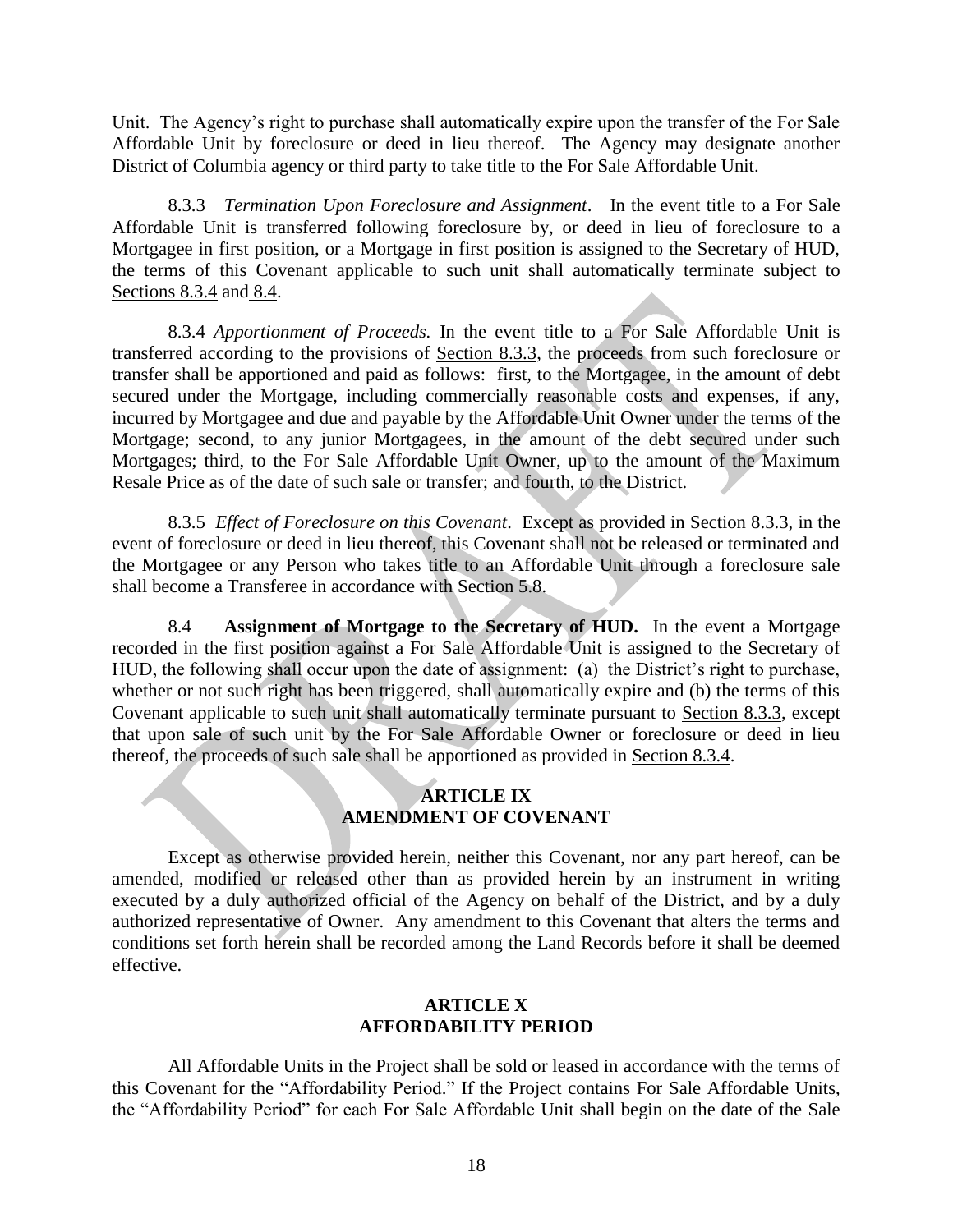Unit. The Agency's right to purchase shall automatically expire upon the transfer of the For Sale Affordable Unit by foreclosure or deed in lieu thereof. The Agency may designate another District of Columbia agency or third party to take title to the For Sale Affordable Unit.

8.3.3 *Termination Upon Foreclosure and Assignment*. In the event title to a For Sale Affordable Unit is transferred following foreclosure by, or deed in lieu of foreclosure to a Mortgagee in first position, or a Mortgage in first position is assigned to the Secretary of HUD, the terms of this Covenant applicable to such unit shall automatically terminate subject to Sections 8.3.4 and 8.4.

8.3.4 *Apportionment of Proceeds.* In the event title to a For Sale Affordable Unit is transferred according to the provisions of Section 8.3.3, the proceeds from such foreclosure or transfer shall be apportioned and paid as follows: first, to the Mortgagee, in the amount of debt secured under the Mortgage, including commercially reasonable costs and expenses, if any, incurred by Mortgagee and due and payable by the Affordable Unit Owner under the terms of the Mortgage; second, to any junior Mortgagees, in the amount of the debt secured under such Mortgages; third, to the For Sale Affordable Unit Owner, up to the amount of the Maximum Resale Price as of the date of such sale or transfer; and fourth, to the District.

8.3.5 *Effect of Foreclosure on this Covenant*. Except as provided in Section 8.3.3, in the event of foreclosure or deed in lieu thereof, this Covenant shall not be released or terminated and the Mortgagee or any Person who takes title to an Affordable Unit through a foreclosure sale shall become a Transferee in accordance with Section 5.8.

8.4 **Assignment of Mortgage to the Secretary of HUD.** In the event a Mortgage recorded in the first position against a For Sale Affordable Unit is assigned to the Secretary of HUD, the following shall occur upon the date of assignment: (a) the District's right to purchase, whether or not such right has been triggered, shall automatically expire and (b) the terms of this Covenant applicable to such unit shall automatically terminate pursuant to Section 8.3.3, except that upon sale of such unit by the For Sale Affordable Owner or foreclosure or deed in lieu thereof, the proceeds of such sale shall be apportioned as provided in Section 8.3.4.

## ARTICLE IX
## AMENDMENT OF COVENANT

Except as otherwise provided herein, neither this Covenant, nor any part hereof, can be amended, modified or released other than as provided herein by an instrument in writing executed by a duly authorized official of the Agency on behalf of the District, and by a duly authorized representative of Owner. Any amendment to this Covenant that alters the terms and conditions set forth herein shall be recorded among the Land Records before it shall be deemed effective.

## ARTICLE X
## AFFORDABILITY PERIOD

All Affordable Units in the Project shall be sold or leased in accordance with the terms of this Covenant for the "Affordability Period." If the Project contains For Sale Affordable Units, the "Affordability Period" for each For Sale Affordable Unit shall begin on the date of the Sale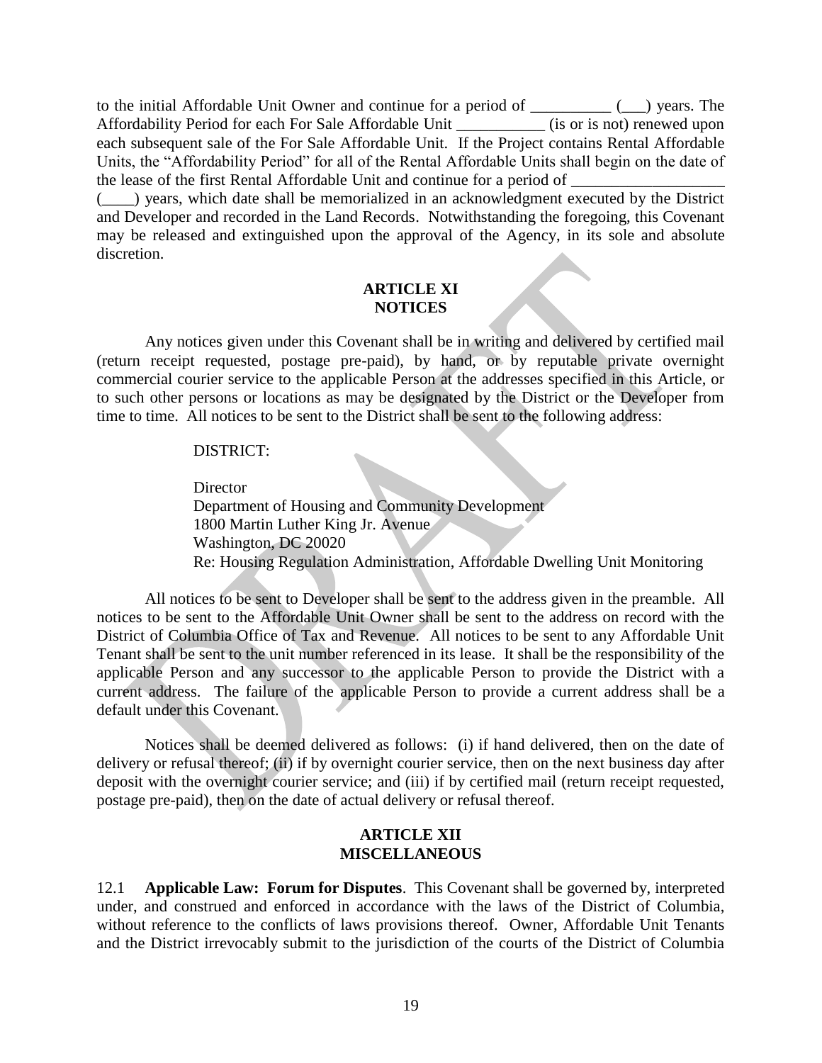to the initial Affordable Unit Owner and continue for a period of __________ (___) years. The Affordability Period for each For Sale Affordable Unit ___________ (is or is not) renewed upon each subsequent sale of the For Sale Affordable Unit. If the Project contains Rental Affordable Units, the "Affordability Period" for all of the Rental Affordable Units shall begin on the date of the lease of the first Rental Affordable Unit and continue for a period of ___________________ (____) years, which date shall be memorialized in an acknowledgment executed by the District and Developer and recorded in the Land Records. Notwithstanding the foregoing, this Covenant may be released and extinguished upon the approval of the Agency, in its sole and absolute discretion.

## ARTICLE XI
## NOTICES

Any notices given under this Covenant shall be in writing and delivered by certified mail (return receipt requested, postage pre-paid), by hand, or by reputable private overnight commercial courier service to the applicable Person at the addresses specified in this Article, or to such other persons or locations as may be designated by the District or the Developer from time to time. All notices to be sent to the District shall be sent to the following address:

DISTRICT:

Director
Department of Housing and Community Development
1800 Martin Luther King Jr. Avenue
Washington, DC 20020
Re: Housing Regulation Administration, Affordable Dwelling Unit Monitoring

All notices to be sent to Developer shall be sent to the address given in the preamble. All notices to be sent to the Affordable Unit Owner shall be sent to the address on record with the District of Columbia Office of Tax and Revenue. All notices to be sent to any Affordable Unit Tenant shall be sent to the unit number referenced in its lease. It shall be the responsibility of the applicable Person and any successor to the applicable Person to provide the District with a current address. The failure of the applicable Person to provide a current address shall be a default under this Covenant.

Notices shall be deemed delivered as follows: (i) if hand delivered, then on the date of delivery or refusal thereof; (ii) if by overnight courier service, then on the next business day after deposit with the overnight courier service; and (iii) if by certified mail (return receipt requested, postage pre-paid), then on the date of actual delivery or refusal thereof.

## ARTICLE XII
## MISCELLANEOUS

12.1 **Applicable Law: Forum for Disputes**. This Covenant shall be governed by, interpreted under, and construed and enforced in accordance with the laws of the District of Columbia, without reference to the conflicts of laws provisions thereof. Owner, Affordable Unit Tenants and the District irrevocably submit to the jurisdiction of the courts of the District of Columbia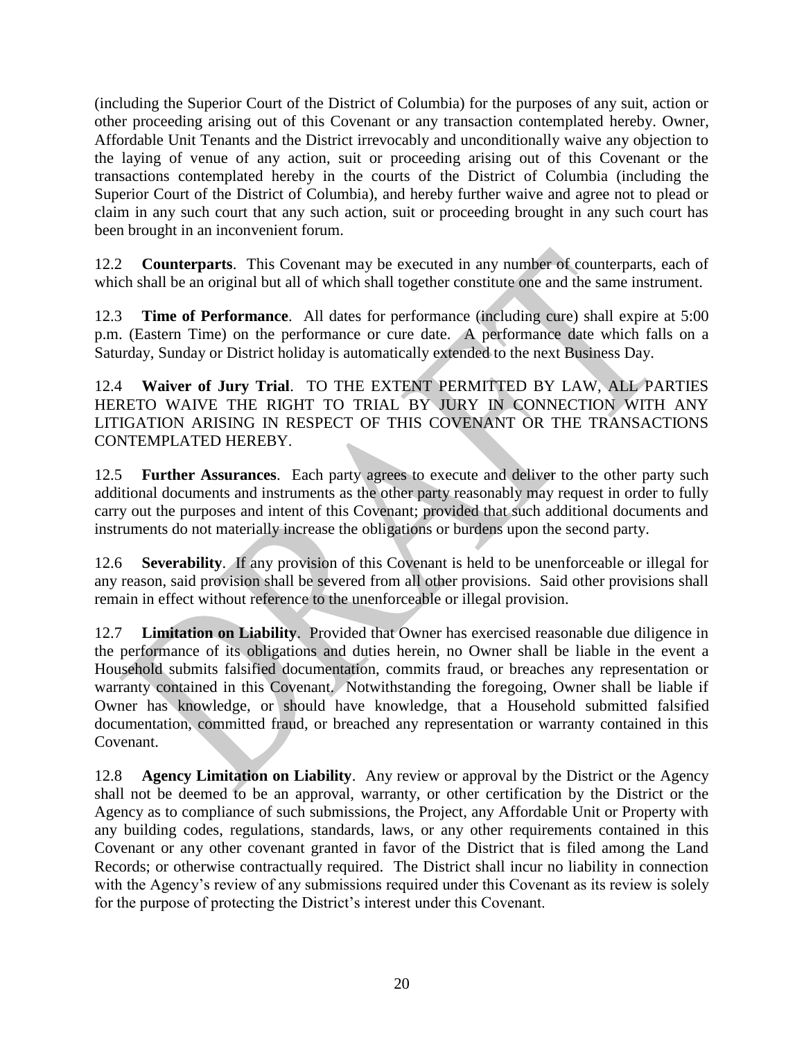(including the Superior Court of the District of Columbia) for the purposes of any suit, action or other proceeding arising out of this Covenant or any transaction contemplated hereby. Owner, Affordable Unit Tenants and the District irrevocably and unconditionally waive any objection to the laying of venue of any action, suit or proceeding arising out of this Covenant or the transactions contemplated hereby in the courts of the District of Columbia (including the Superior Court of the District of Columbia), and hereby further waive and agree not to plead or claim in any such court that any such action, suit or proceeding brought in any such court has been brought in an inconvenient forum.

12.2 **Counterparts**. This Covenant may be executed in any number of counterparts, each of which shall be an original but all of which shall together constitute one and the same instrument.

12.3 **Time of Performance**. All dates for performance (including cure) shall expire at 5:00 p.m. (Eastern Time) on the performance or cure date. A performance date which falls on a Saturday, Sunday or District holiday is automatically extended to the next Business Day.

12.4 **Waiver of Jury Trial**. TO THE EXTENT PERMITTED BY LAW, ALL PARTIES HERETO WAIVE THE RIGHT TO TRIAL BY JURY IN CONNECTION WITH ANY LITIGATION ARISING IN RESPECT OF THIS COVENANT OR THE TRANSACTIONS CONTEMPLATED HEREBY.

12.5 **Further Assurances**. Each party agrees to execute and deliver to the other party such additional documents and instruments as the other party reasonably may request in order to fully carry out the purposes and intent of this Covenant; provided that such additional documents and instruments do not materially increase the obligations or burdens upon the second party.

12.6 **Severability**. If any provision of this Covenant is held to be unenforceable or illegal for any reason, said provision shall be severed from all other provisions. Said other provisions shall remain in effect without reference to the unenforceable or illegal provision.

12.7 **Limitation on Liability**. Provided that Owner has exercised reasonable due diligence in the performance of its obligations and duties herein, no Owner shall be liable in the event a Household submits falsified documentation, commits fraud, or breaches any representation or warranty contained in this Covenant. Notwithstanding the foregoing, Owner shall be liable if Owner has knowledge, or should have knowledge, that a Household submitted falsified documentation, committed fraud, or breached any representation or warranty contained in this Covenant.

12.8 **Agency Limitation on Liability**. Any review or approval by the District or the Agency shall not be deemed to be an approval, warranty, or other certification by the District or the Agency as to compliance of such submissions, the Project, any Affordable Unit or Property with any building codes, regulations, standards, laws, or any other requirements contained in this Covenant or any other covenant granted in favor of the District that is filed among the Land Records; or otherwise contractually required. The District shall incur no liability in connection with the Agency's review of any submissions required under this Covenant as its review is solely for the purpose of protecting the District's interest under this Covenant.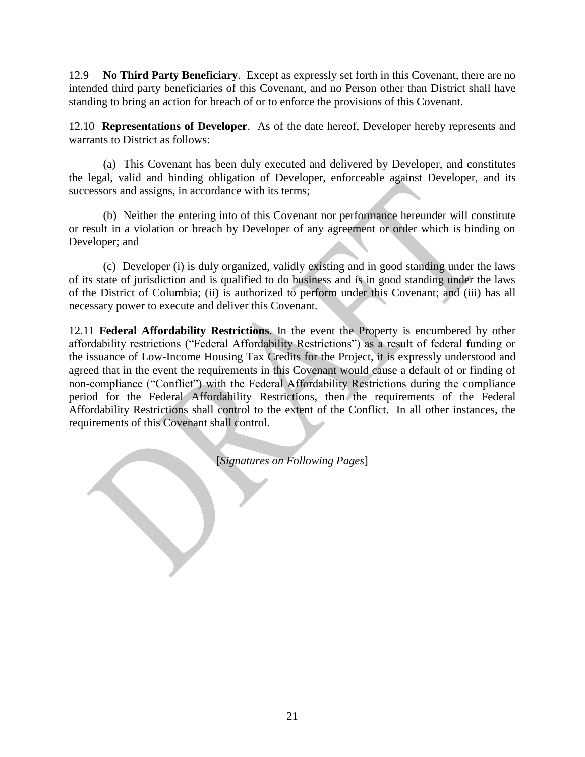12.9 **No Third Party Beneficiary**. Except as expressly set forth in this Covenant, there are no intended third party beneficiaries of this Covenant, and no Person other than District shall have standing to bring an action for breach of or to enforce the provisions of this Covenant.

12.10 **Representations of Developer**. As of the date hereof, Developer hereby represents and warrants to District as follows:

(a) This Covenant has been duly executed and delivered by Developer, and constitutes the legal, valid and binding obligation of Developer, enforceable against Developer, and its successors and assigns, in accordance with its terms;

(b) Neither the entering into of this Covenant nor performance hereunder will constitute or result in a violation or breach by Developer of any agreement or order which is binding on Developer; and

(c) Developer (i) is duly organized, validly existing and in good standing under the laws of its state of jurisdiction and is qualified to do business and is in good standing under the laws of the District of Columbia; (ii) is authorized to perform under this Covenant; and (iii) has all necessary power to execute and deliver this Covenant.

12.11 **Federal Affordability Restrictions**. In the event the Property is encumbered by other affordability restrictions ("Federal Affordability Restrictions") as a result of federal funding or the issuance of Low-Income Housing Tax Credits for the Project, it is expressly understood and agreed that in the event the requirements in this Covenant would cause a default of or finding of non-compliance ("Conflict") with the Federal Affordability Restrictions during the compliance period for the Federal Affordability Restrictions, then the requirements of the Federal Affordability Restrictions shall control to the extent of the Conflict. In all other instances, the requirements of this Covenant shall control.

[*Signatures on Following Pages*]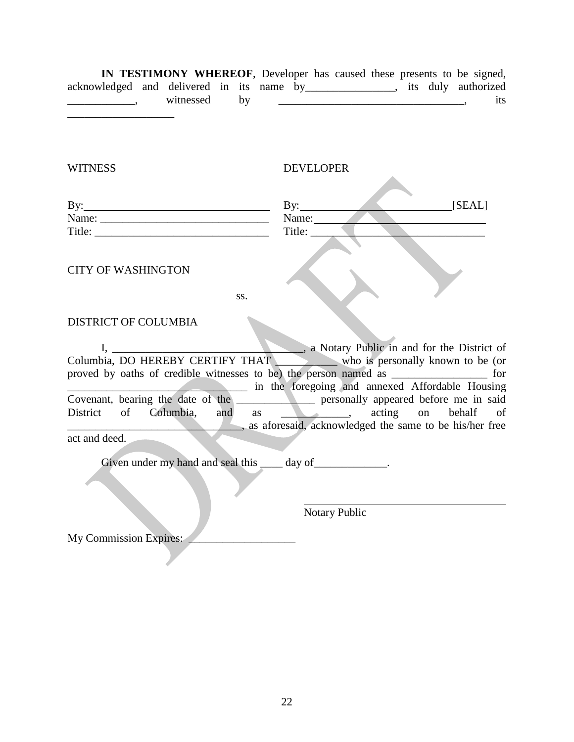**IN TESTIMONY WHEREOF**, Developer has caused these presents to be signed, acknowledged and delivered in its name by________________, its duly authorized ____________, witnessed by __________________________________, its ___________________

WITNESS

By:_________________________________
Name: ______________________________
Title: _______________________________

DEVELOPER

By:___________________________[SEAL]
Name: ______________________________
Title: _______________________________

CITY OF WASHINGTON

ss.

DISTRICT OF COLUMBIA

I, __________________________________, a Notary Public in and for the District of Columbia, DO HEREBY CERTIFY THAT __________ who is personally known to be (or proved by oaths of credible witnesses to be) the person named as _________________ for ________________________________ in the foregoing and annexed Affordable Housing Covenant, bearing the date of the ______________ personally appeared before me in said District of Columbia, and as ____________, acting on behalf of _______________________________, as aforesaid, acknowledged the same to be his/her free act and deed.

Given under my hand and seal this ____ day of_____________.

_____________________________________
Notary Public

My Commission Expires: ___________________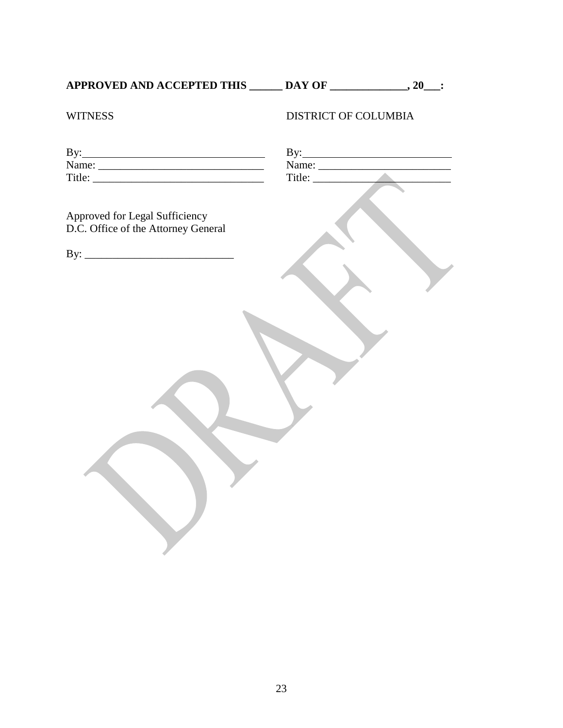**APPROVED AND ACCEPTED THIS ______ DAY OF ______________, 20___:**

| WITNESS | DISTRICT OF COLUMBIA |
|---|---|
| By:_________________________________ | By:___________________________ |
| Name: ______________________________ | Name: _________________________ |
| Title: _______________________________ | Title: __________________________ |

Approved for Legal Sufficiency
D.C. Office of the Attorney General

By: ___________________________

DRAFT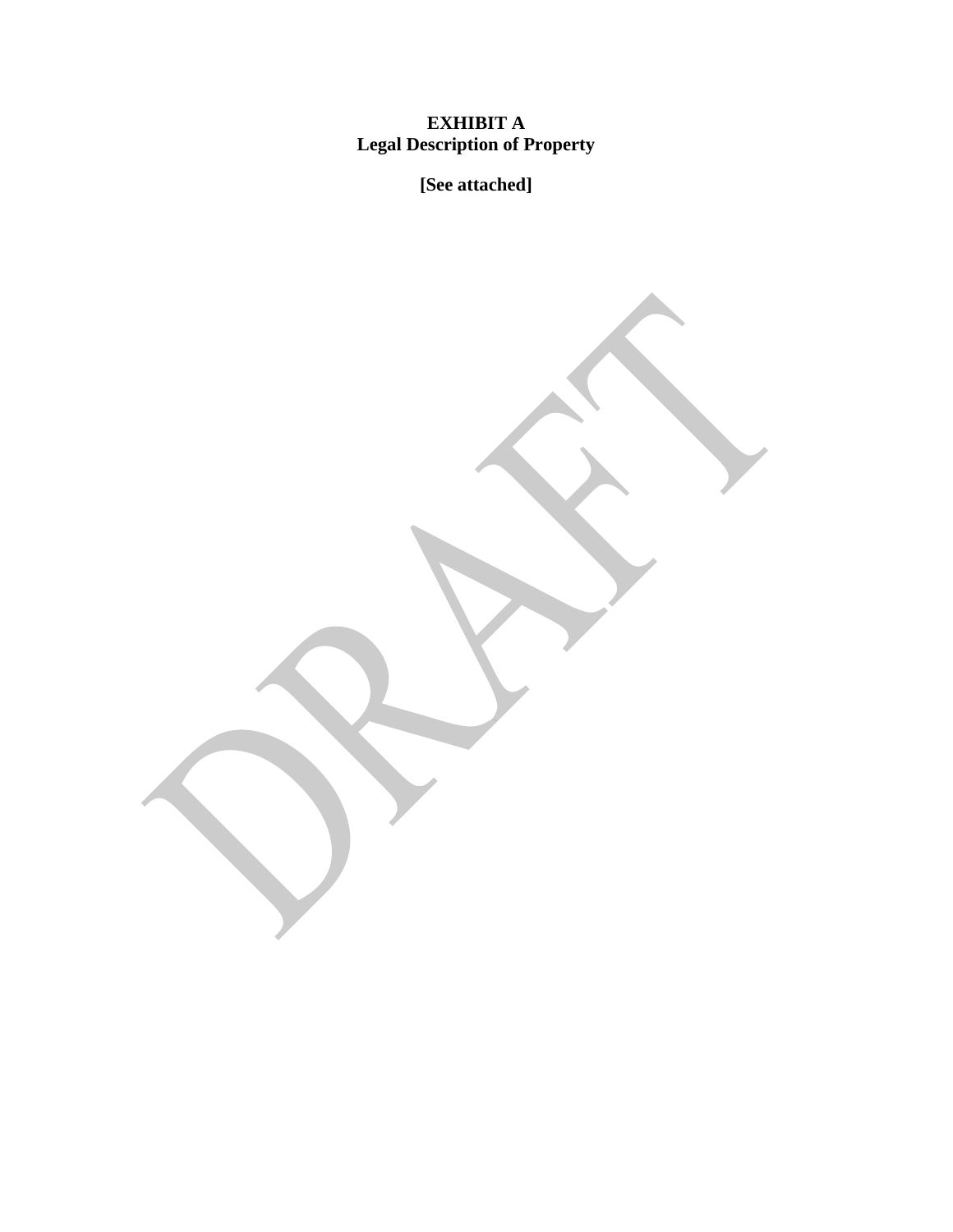**EXHIBIT A**
**Legal Description of Property**

**[See attached]**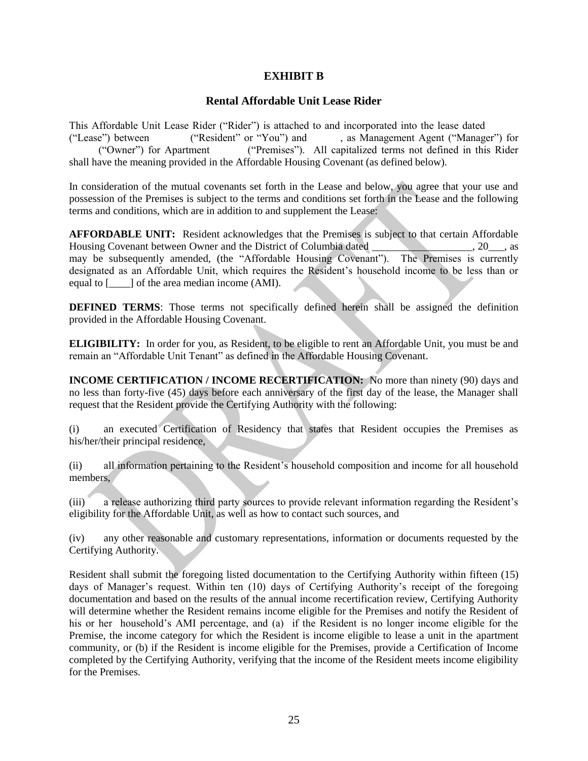# EXHIBIT B

## Rental Affordable Unit Lease Rider

This Affordable Unit Lease Rider ("Rider") is attached to and incorporated into the lease dated ("Lease") between ("Resident" or "You") and , as Management Agent ("Manager") for ("Owner") for Apartment ("Premises"). All capitalized terms not defined in this Rider shall have the meaning provided in the Affordable Housing Covenant (as defined below).

In consideration of the mutual covenants set forth in the Lease and below, you agree that your use and possession of the Premises is subject to the terms and conditions set forth in the Lease and the following terms and conditions, which are in addition to and supplement the Lease:

**AFFORDABLE UNIT:** Resident acknowledges that the Premises is subject to that certain Affordable Housing Covenant between Owner and the District of Columbia dated ___________________, 20___, as may be subsequently amended, (the "Affordable Housing Covenant"). The Premises is currently designated as an Affordable Unit, which requires the Resident's household income to be less than or equal to [____] of the area median income (AMI).

**DEFINED TERMS**: Those terms not specifically defined herein shall be assigned the definition provided in the Affordable Housing Covenant.

**ELIGIBILITY:** In order for you, as Resident, to be eligible to rent an Affordable Unit, you must be and remain an "Affordable Unit Tenant" as defined in the Affordable Housing Covenant.

**INCOME CERTIFICATION / INCOME RECERTIFICATION:** No more than ninety (90) days and no less than forty-five (45) days before each anniversary of the first day of the lease, the Manager shall request that the Resident provide the Certifying Authority with the following:

(i) an executed Certification of Residency that states that Resident occupies the Premises as his/her/their principal residence,

(ii) all information pertaining to the Resident's household composition and income for all household members,

(iii) a release authorizing third party sources to provide relevant information regarding the Resident's eligibility for the Affordable Unit, as well as how to contact such sources, and

(iv) any other reasonable and customary representations, information or documents requested by the Certifying Authority.

Resident shall submit the foregoing listed documentation to the Certifying Authority within fifteen (15) days of Manager's request. Within ten (10) days of Certifying Authority's receipt of the foregoing documentation and based on the results of the annual income recertification review, Certifying Authority will determine whether the Resident remains income eligible for the Premises and notify the Resident of his or her household's AMI percentage, and (a) if the Resident is no longer income eligible for the Premise, the income category for which the Resident is income eligible to lease a unit in the apartment community, or (b) if the Resident is income eligible for the Premises, provide a Certification of Income completed by the Certifying Authority, verifying that the income of the Resident meets income eligibility for the Premises.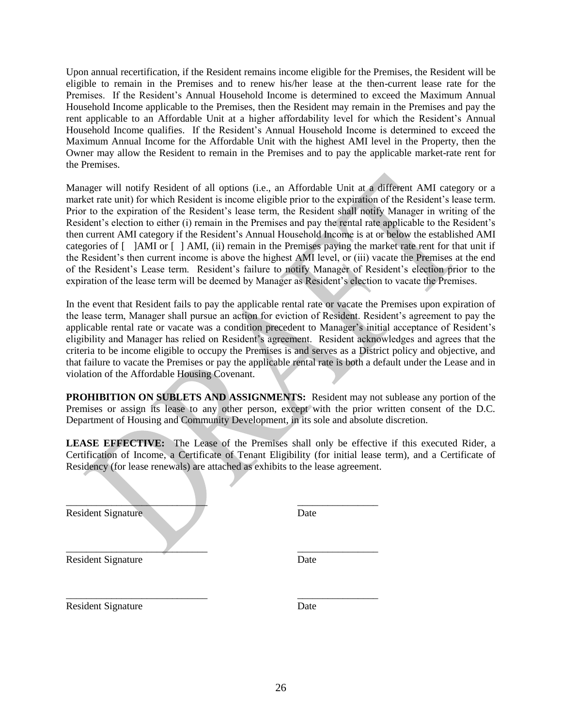Upon annual recertification, if the Resident remains income eligible for the Premises, the Resident will be eligible to remain in the Premises and to renew his/her lease at the then-current lease rate for the Premises. If the Resident's Annual Household Income is determined to exceed the Maximum Annual Household Income applicable to the Premises, then the Resident may remain in the Premises and pay the rent applicable to an Affordable Unit at a higher affordability level for which the Resident's Annual Household Income qualifies. If the Resident's Annual Household Income is determined to exceed the Maximum Annual Income for the Affordable Unit with the highest AMI level in the Property, then the Owner may allow the Resident to remain in the Premises and to pay the applicable market-rate rent for the Premises.

Manager will notify Resident of all options (i.e., an Affordable Unit at a different AMI category or a market rate unit) for which Resident is income eligible prior to the expiration of the Resident's lease term. Prior to the expiration of the Resident's lease term, the Resident shall notify Manager in writing of the Resident's election to either (i) remain in the Premises and pay the rental rate applicable to the Resident's then current AMI category if the Resident's Annual Household Income is at or below the established AMI categories of [ ]AMI or [ ] AMI, (ii) remain in the Premises paying the market rate rent for that unit if the Resident's then current income is above the highest AMI level, or (iii) vacate the Premises at the end of the Resident's Lease term. Resident's failure to notify Manager of Resident's election prior to the expiration of the lease term will be deemed by Manager as Resident's election to vacate the Premises.

In the event that Resident fails to pay the applicable rental rate or vacate the Premises upon expiration of the lease term, Manager shall pursue an action for eviction of Resident. Resident's agreement to pay the applicable rental rate or vacate was a condition precedent to Manager's initial acceptance of Resident's eligibility and Manager has relied on Resident's agreement. Resident acknowledges and agrees that the criteria to be income eligible to occupy the Premises is and serves as a District policy and objective, and that failure to vacate the Premises or pay the applicable rental rate is both a default under the Lease and in violation of the Affordable Housing Covenant.

**PROHIBITION ON SUBLETS AND ASSIGNMENTS:** Resident may not sublease any portion of the Premises or assign its lease to any other person, except with the prior written consent of the D.C. Department of Housing and Community Development, in its sole and absolute discretion.

**LEASE EFFECTIVE:** The Lease of the Premises shall only be effective if this executed Rider, a Certification of Income, a Certificate of Tenant Eligibility (for initial lease term), and a Certificate of Residency (for lease renewals) are attached as exhibits to the lease agreement.

\_\_\_\_\_\_\_\_\_\_\_\_\_\_\_\_\_\_\_\_\_\_\_\_\_\_\_\_ &nbsp;&nbsp;&nbsp;&nbsp; \_\_\_\_\_\_\_\_\_\_\_\_\_\_\_\_
Resident Signature &nbsp;&nbsp;&nbsp;&nbsp; Date

\_\_\_\_\_\_\_\_\_\_\_\_\_\_\_\_\_\_\_\_\_\_\_\_\_\_\_\_ &nbsp;&nbsp;&nbsp;&nbsp; \_\_\_\_\_\_\_\_\_\_\_\_\_\_\_\_
Resident Signature &nbsp;&nbsp;&nbsp;&nbsp; Date

\_\_\_\_\_\_\_\_\_\_\_\_\_\_\_\_\_\_\_\_\_\_\_\_\_\_\_\_ &nbsp;&nbsp;&nbsp;&nbsp; \_\_\_\_\_\_\_\_\_\_\_\_\_\_\_\_
Resident Signature &nbsp;&nbsp;&nbsp;&nbsp; Date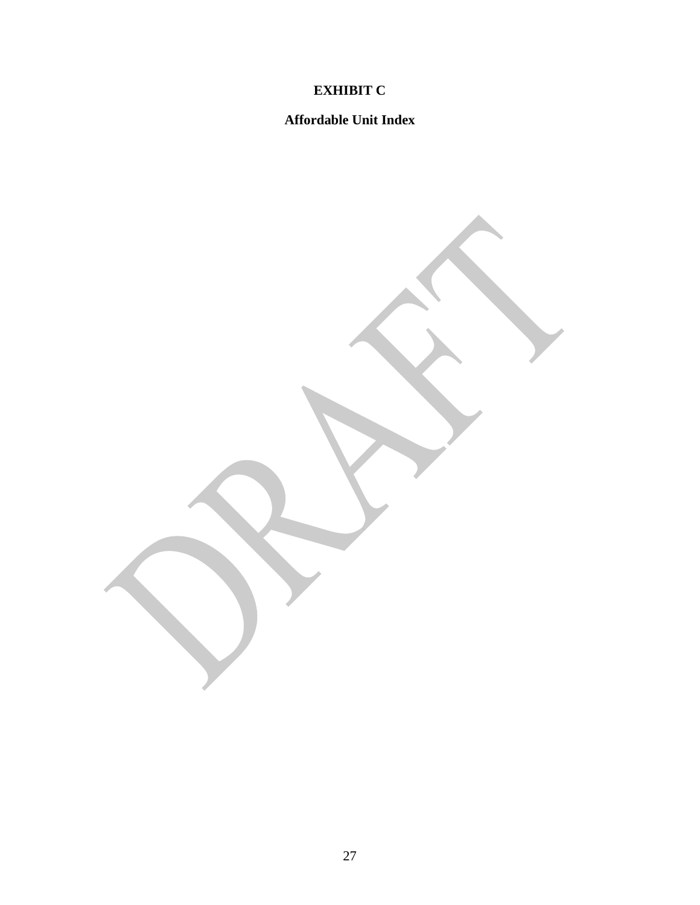# EXHIBIT C

## Affordable Unit Index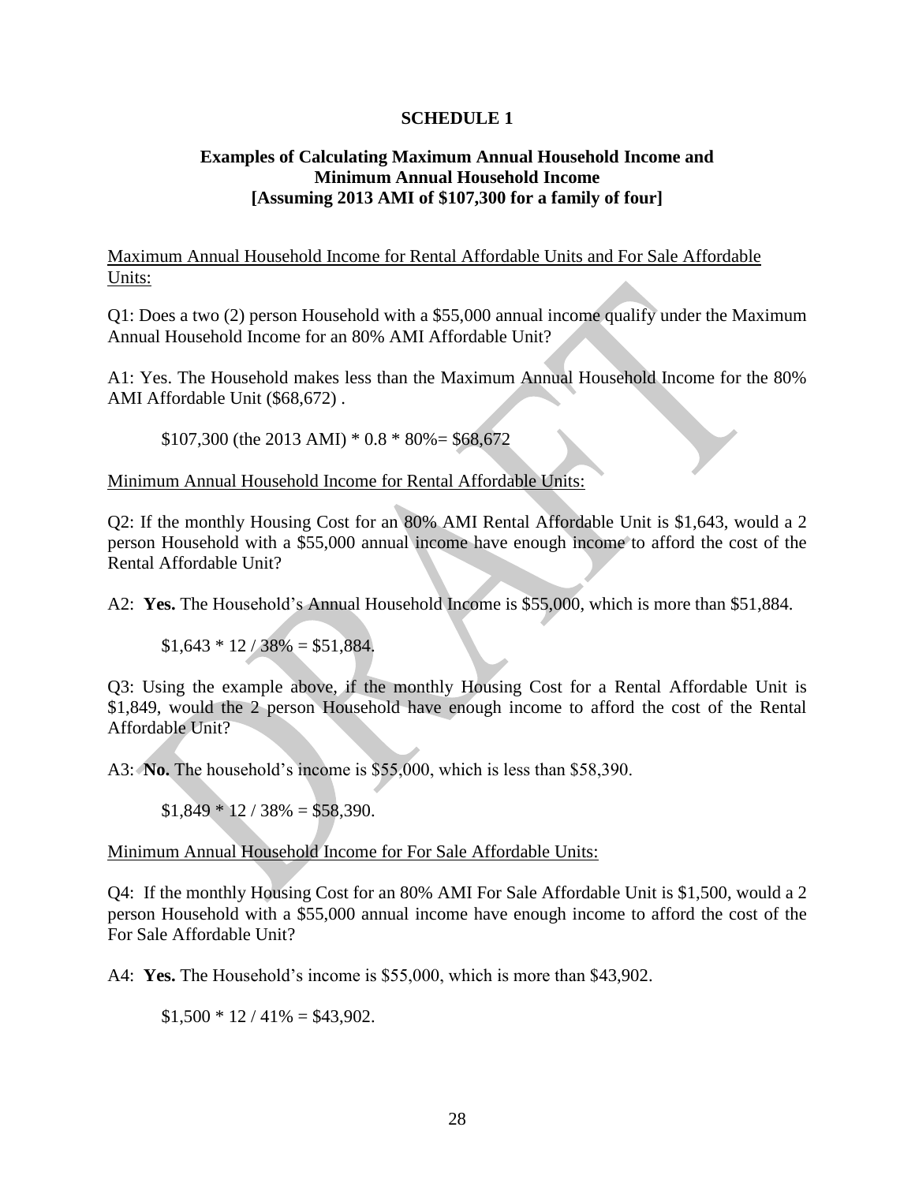# SCHEDULE 1

## Examples of Calculating Maximum Annual Household Income and Minimum Annual Household Income [Assuming 2013 AMI of $107,300 for a family of four]

Maximum Annual Household Income for Rental Affordable Units and For Sale Affordable Units:

Q1: Does a two (2) person Household with a $55,000 annual income qualify under the Maximum Annual Household Income for an 80% AMI Affordable Unit?

A1: Yes. The Household makes less than the Maximum Annual Household Income for the 80% AMI Affordable Unit ($68,672) .

$107,300 (the 2013 AMI) * 0.8 * 80%= $68,672

Minimum Annual Household Income for Rental Affordable Units:

Q2: If the monthly Housing Cost for an 80% AMI Rental Affordable Unit is $1,643, would a 2 person Household with a $55,000 annual income have enough income to afford the cost of the Rental Affordable Unit?

A2: **Yes.** The Household's Annual Household Income is $55,000, which is more than $51,884.

$1,643 * 12 / 38% = $51,884.

Q3: Using the example above, if the monthly Housing Cost for a Rental Affordable Unit is $1,849, would the 2 person Household have enough income to afford the cost of the Rental Affordable Unit?

A3: **No.** The household's income is $55,000, which is less than $58,390.

$1,849 * 12 / 38% = $58,390.

Minimum Annual Household Income for For Sale Affordable Units:

Q4: If the monthly Housing Cost for an 80% AMI For Sale Affordable Unit is $1,500, would a 2 person Household with a $55,000 annual income have enough income to afford the cost of the For Sale Affordable Unit?

A4: **Yes.** The Household's income is $55,000, which is more than $43,902.

$1,500 * 12 / 41% = $43,902.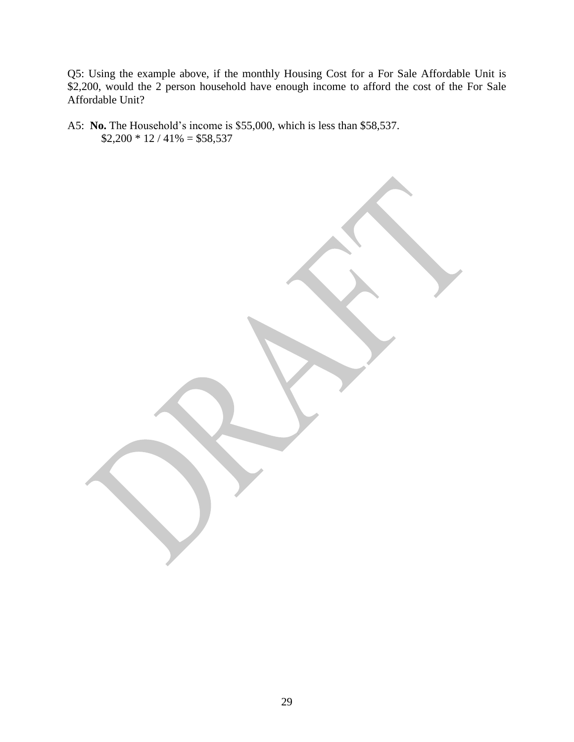Q5: Using the example above, if the monthly Housing Cost for a For Sale Affordable Unit is $2,200, would the 2 person household have enough income to afford the cost of the For Sale Affordable Unit?

A5: **No.** The Household's income is $55,000, which is less than $58,537.
$2,200 * 12 / 41% = $58,537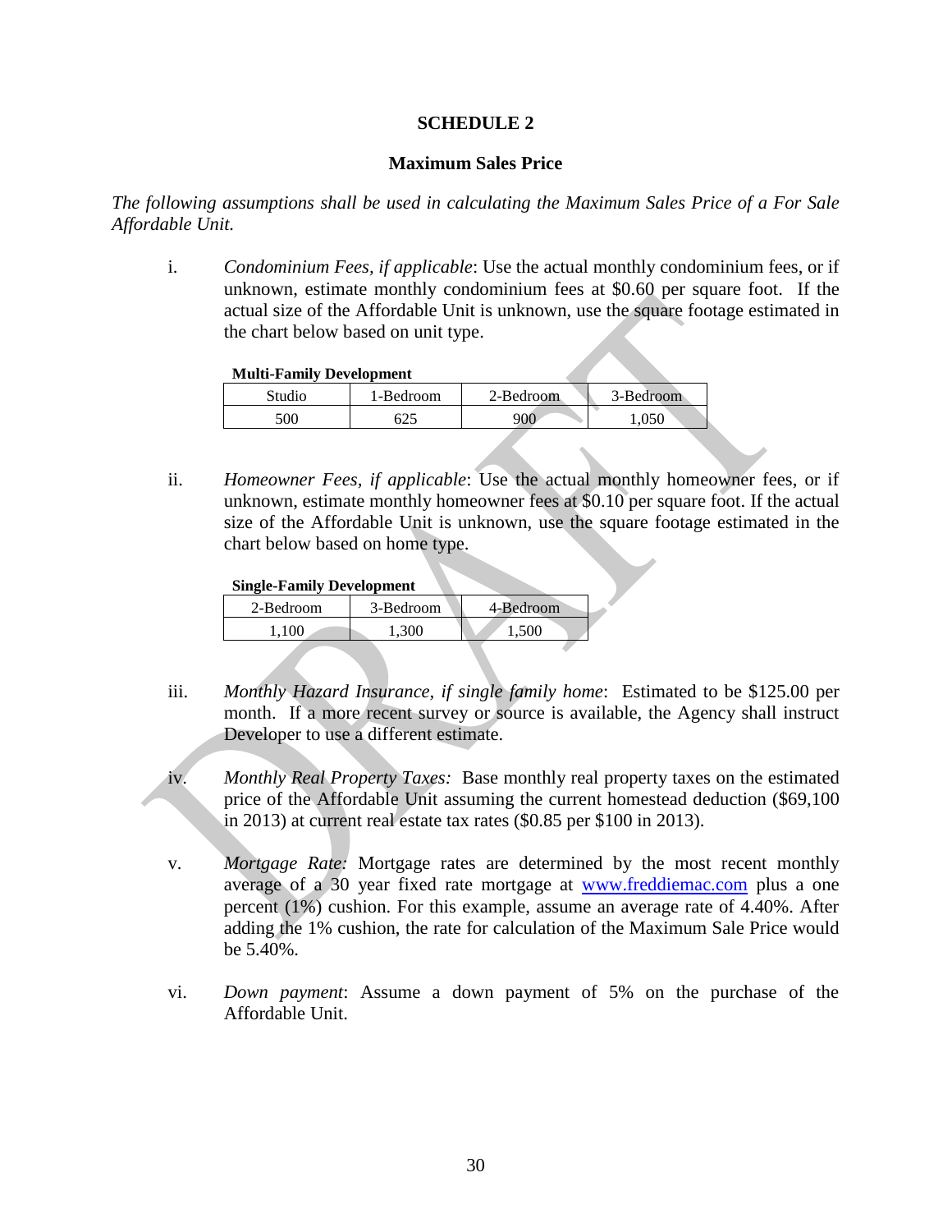## SCHEDULE 2

### Maximum Sales Price

*The following assumptions shall be used in calculating the Maximum Sales Price of a For Sale Affordable Unit.*

i. *Condominium Fees, if applicable*: Use the actual monthly condominium fees, or if unknown, estimate monthly condominium fees at $0.60 per square foot. If the actual size of the Affordable Unit is unknown, use the square footage estimated in the chart below based on unit type.

**Multi-Family Development**

| Studio | 1-Bedroom | 2-Bedroom | 3-Bedroom |
| --- | --- | --- | --- |
| 500 | 625 | 900 | 1,050 |

ii. *Homeowner Fees, if applicable*: Use the actual monthly homeowner fees, or if unknown, estimate monthly homeowner fees at $0.10 per square foot. If the actual size of the Affordable Unit is unknown, use the square footage estimated in the chart below based on home type.

**Single-Family Development**

| 2-Bedroom | 3-Bedroom | 4-Bedroom |
| --- | --- | --- |
| 1,100 | 1,300 | 1,500 |

iii. *Monthly Hazard Insurance, if single family home*: Estimated to be $125.00 per month. If a more recent survey or source is available, the Agency shall instruct Developer to use a different estimate.

iv. *Monthly Real Property Taxes:* Base monthly real property taxes on the estimated price of the Affordable Unit assuming the current homestead deduction ($69,100 in 2013) at current real estate tax rates ($0.85 per $100 in 2013).

v. *Mortgage Rate:* Mortgage rates are determined by the most recent monthly average of a 30 year fixed rate mortgage at www.freddiemac.com plus a one percent (1%) cushion. For this example, assume an average rate of 4.40%. After adding the 1% cushion, the rate for calculation of the Maximum Sale Price would be 5.40%.

vi. *Down payment*: Assume a down payment of 5% on the purchase of the Affordable Unit.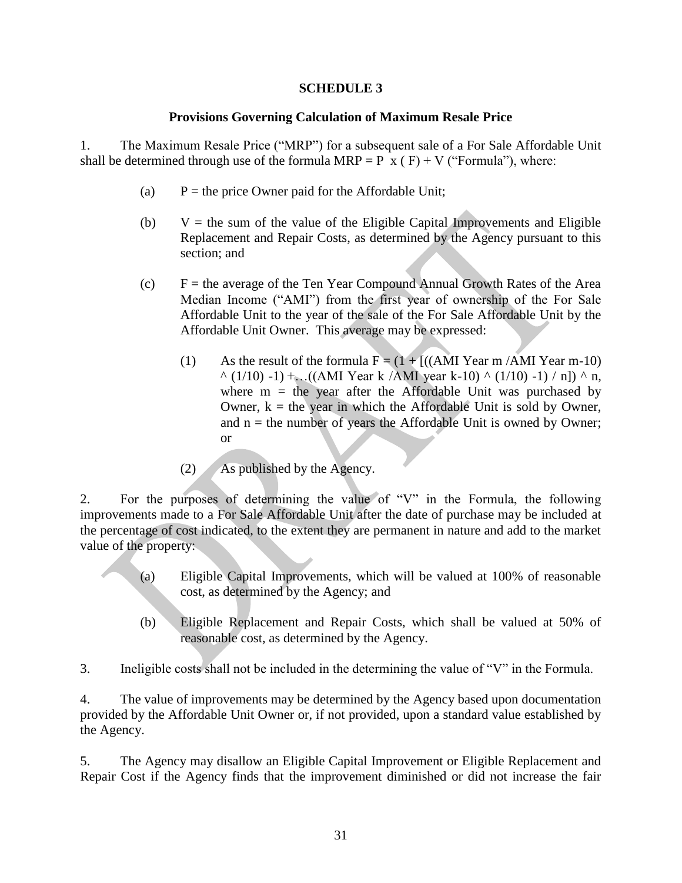**SCHEDULE 3**

**Provisions Governing Calculation of Maximum Resale Price**

1. The Maximum Resale Price ("MRP") for a subsequent sale of a For Sale Affordable Unit shall be determined through use of the formula $MRP = P \times (F) + V$ ("Formula"), where:

   (a) $P$ = the price Owner paid for the Affordable Unit;

   (b) $V$ = the sum of the value of the Eligible Capital Improvements and Eligible Replacement and Repair Costs, as determined by the Agency pursuant to this section; and

   (c) $F$ = the average of the Ten Year Compound Annual Growth Rates of the Area Median Income ("AMI") from the first year of ownership of the For Sale Affordable Unit to the year of the sale of the For Sale Affordable Unit by the Affordable Unit Owner. This average may be expressed:

      (1) As the result of the formula $F = (1 + [((\text{AMI Year } m / \text{AMI Year } m-10) \wedge (1/10) - 1) + \ldots((\text{AMI Year } k / \text{AMI year } k-10) \wedge (1/10) - 1) / n]) \wedge n$, where $m$ = the year after the Affordable Unit was purchased by Owner, $k$ = the year in which the Affordable Unit is sold by Owner, and $n$ = the number of years the Affordable Unit is owned by Owner; or

      (2) As published by the Agency.

2. For the purposes of determining the value of "V" in the Formula, the following improvements made to a For Sale Affordable Unit after the date of purchase may be included at the percentage of cost indicated, to the extent they are permanent in nature and add to the market value of the property:

   (a) Eligible Capital Improvements, which will be valued at 100% of reasonable cost, as determined by the Agency; and

   (b) Eligible Replacement and Repair Costs, which shall be valued at 50% of reasonable cost, as determined by the Agency.

3. Ineligible costs shall not be included in the determining the value of "V" in the Formula.

4. The value of improvements may be determined by the Agency based upon documentation provided by the Affordable Unit Owner or, if not provided, upon a standard value established by the Agency.

5. The Agency may disallow an Eligible Capital Improvement or Eligible Replacement and Repair Cost if the Agency finds that the improvement diminished or did not increase the fair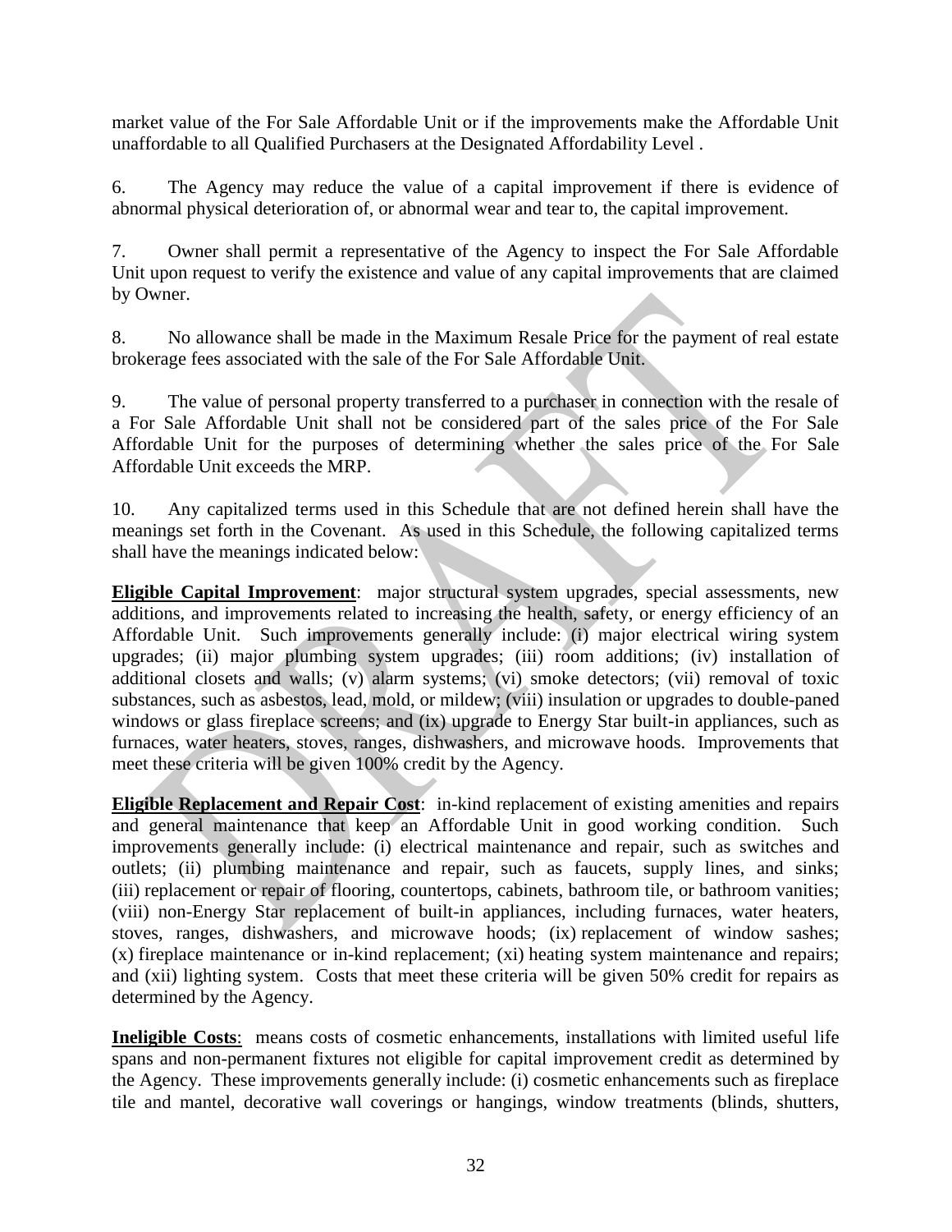market value of the For Sale Affordable Unit or if the improvements make the Affordable Unit unaffordable to all Qualified Purchasers at the Designated Affordability Level .

6. The Agency may reduce the value of a capital improvement if there is evidence of abnormal physical deterioration of, or abnormal wear and tear to, the capital improvement.

7. Owner shall permit a representative of the Agency to inspect the For Sale Affordable Unit upon request to verify the existence and value of any capital improvements that are claimed by Owner.

8. No allowance shall be made in the Maximum Resale Price for the payment of real estate brokerage fees associated with the sale of the For Sale Affordable Unit.

9. The value of personal property transferred to a purchaser in connection with the resale of a For Sale Affordable Unit shall not be considered part of the sales price of the For Sale Affordable Unit for the purposes of determining whether the sales price of the For Sale Affordable Unit exceeds the MRP.

10. Any capitalized terms used in this Schedule that are not defined herein shall have the meanings set forth in the Covenant. As used in this Schedule, the following capitalized terms shall have the meanings indicated below:

**Eligible Capital Improvement**: major structural system upgrades, special assessments, new additions, and improvements related to increasing the health, safety, or energy efficiency of an Affordable Unit. Such improvements generally include: (i) major electrical wiring system upgrades; (ii) major plumbing system upgrades; (iii) room additions; (iv) installation of additional closets and walls; (v) alarm systems; (vi) smoke detectors; (vii) removal of toxic substances, such as asbestos, lead, mold, or mildew; (viii) insulation or upgrades to double-paned windows or glass fireplace screens; and (ix) upgrade to Energy Star built-in appliances, such as furnaces, water heaters, stoves, ranges, dishwashers, and microwave hoods. Improvements that meet these criteria will be given 100% credit by the Agency.

**Eligible Replacement and Repair Cost**: in-kind replacement of existing amenities and repairs and general maintenance that keep an Affordable Unit in good working condition. Such improvements generally include: (i) electrical maintenance and repair, such as switches and outlets; (ii) plumbing maintenance and repair, such as faucets, supply lines, and sinks; (iii) replacement or repair of flooring, countertops, cabinets, bathroom tile, or bathroom vanities; (viii) non-Energy Star replacement of built-in appliances, including furnaces, water heaters, stoves, ranges, dishwashers, and microwave hoods; (ix) replacement of window sashes; (x) fireplace maintenance or in-kind replacement; (xi) heating system maintenance and repairs; and (xii) lighting system. Costs that meet these criteria will be given 50% credit for repairs as determined by the Agency.

**Ineligible Costs**: means costs of cosmetic enhancements, installations with limited useful life spans and non-permanent fixtures not eligible for capital improvement credit as determined by the Agency. These improvements generally include: (i) cosmetic enhancements such as fireplace tile and mantel, decorative wall coverings or hangings, window treatments (blinds, shutters,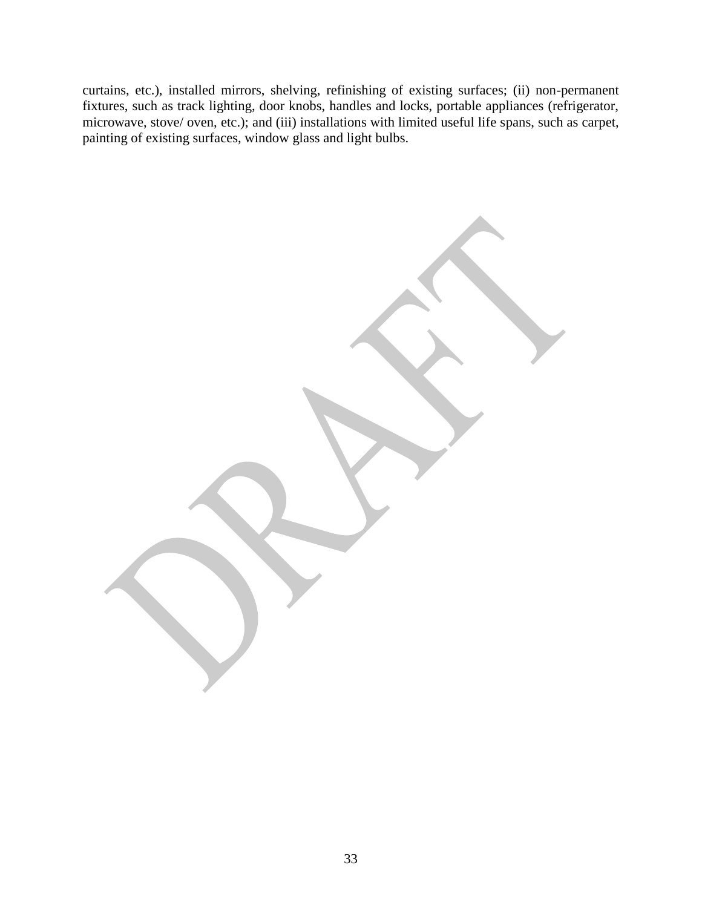curtains, etc.), installed mirrors, shelving, refinishing of existing surfaces; (ii) non-permanent fixtures, such as track lighting, door knobs, handles and locks, portable appliances (refrigerator, microwave, stove/ oven, etc.); and (iii) installations with limited useful life spans, such as carpet, painting of existing surfaces, window glass and light bulbs.